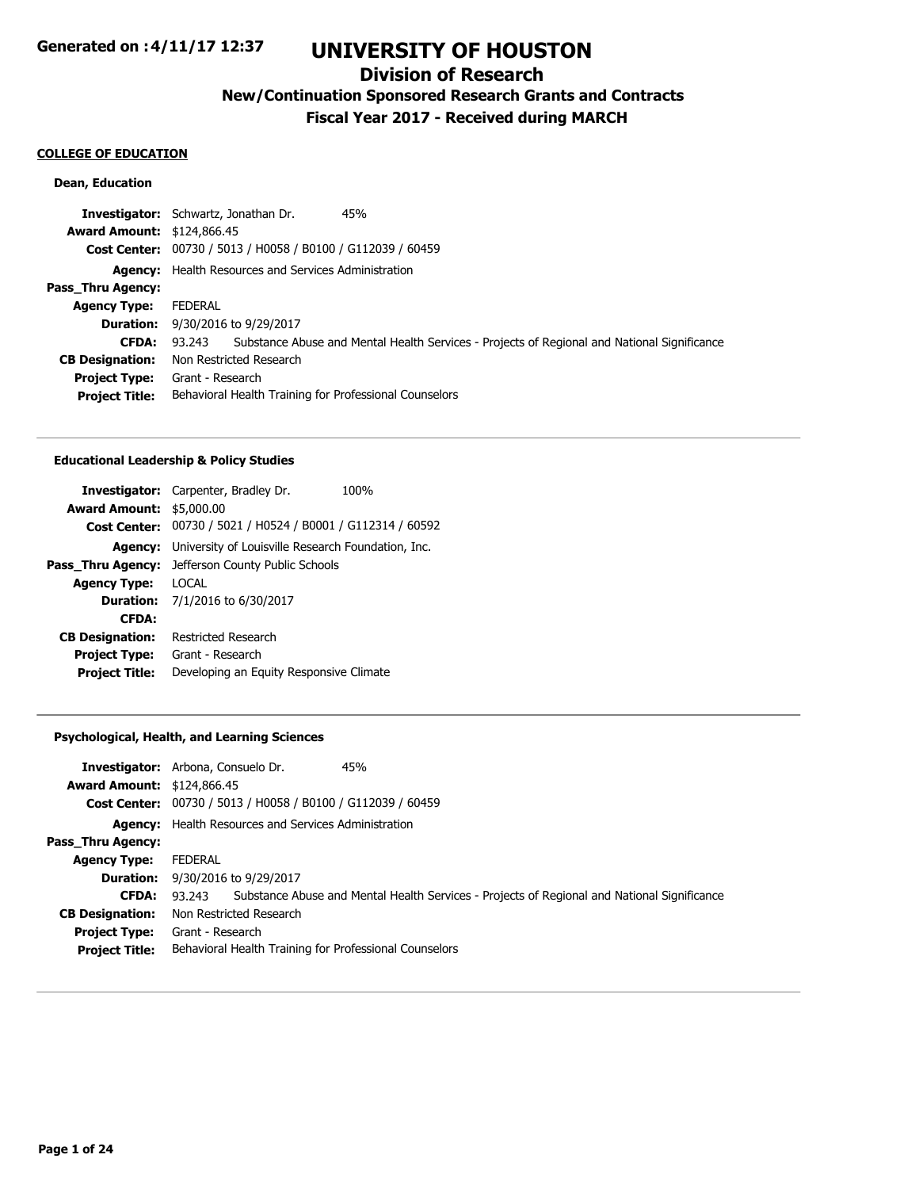Generated on :4/11/17 12:37

# UNIVERSITY OF HOUSTON

## Division of Research

### New/Continuation Sponsored Research Grants and Contracts

### Fiscal Year 2017 - Received during MARCH

**COLLEGE OF EDUCATION**

#### Dean, Education

| | |
|---|---|
| **Investigator:** | Schwartz, Jonathan Dr. 45% |
| **Award Amount:** | $124,866.45 |
| **Cost Center:** | 00730 / 5013 / H0058 / B0100 / G112039 / 60459 |
| **Agency:** | Health Resources and Services Administration |
| **Pass_Thru Agency:** | |
| **Agency Type:** | FEDERAL |
| **Duration:** | 9/30/2016 to 9/29/2017 |
| **CFDA:** | 93.243 Substance Abuse and Mental Health Services - Projects of Regional and National Significance |
| **CB Designation:** | Non Restricted Research |
| **Project Type:** | Grant - Research |
| **Project Title:** | Behavioral Health Training for Professional Counselors |

#### Educational Leadership & Policy Studies

| | |
|---|---|
| **Investigator:** | Carpenter, Bradley Dr. 100% |
| **Award Amount:** | $5,000.00 |
| **Cost Center:** | 00730 / 5021 / H0524 / B0001 / G112314 / 60592 |
| **Agency:** | University of Louisville Research Foundation, Inc. |
| **Pass_Thru Agency:** | Jefferson County Public Schools |
| **Agency Type:** | LOCAL |
| **Duration:** | 7/1/2016 to 6/30/2017 |
| **CFDA:** | |
| **CB Designation:** | Restricted Research |
| **Project Type:** | Grant - Research |
| **Project Title:** | Developing an Equity Responsive Climate |

#### Psychological, Health, and Learning Sciences

| | |
|---|---|
| **Investigator:** | Arbona, Consuelo Dr. 45% |
| **Award Amount:** | $124,866.45 |
| **Cost Center:** | 00730 / 5013 / H0058 / B0100 / G112039 / 60459 |
| **Agency:** | Health Resources and Services Administration |
| **Pass_Thru Agency:** | |
| **Agency Type:** | FEDERAL |
| **Duration:** | 9/30/2016 to 9/29/2017 |
| **CFDA:** | 93.243 Substance Abuse and Mental Health Services - Projects of Regional and National Significance |
| **CB Designation:** | Non Restricted Research |
| **Project Type:** | Grant - Research |
| **Project Title:** | Behavioral Health Training for Professional Counselors |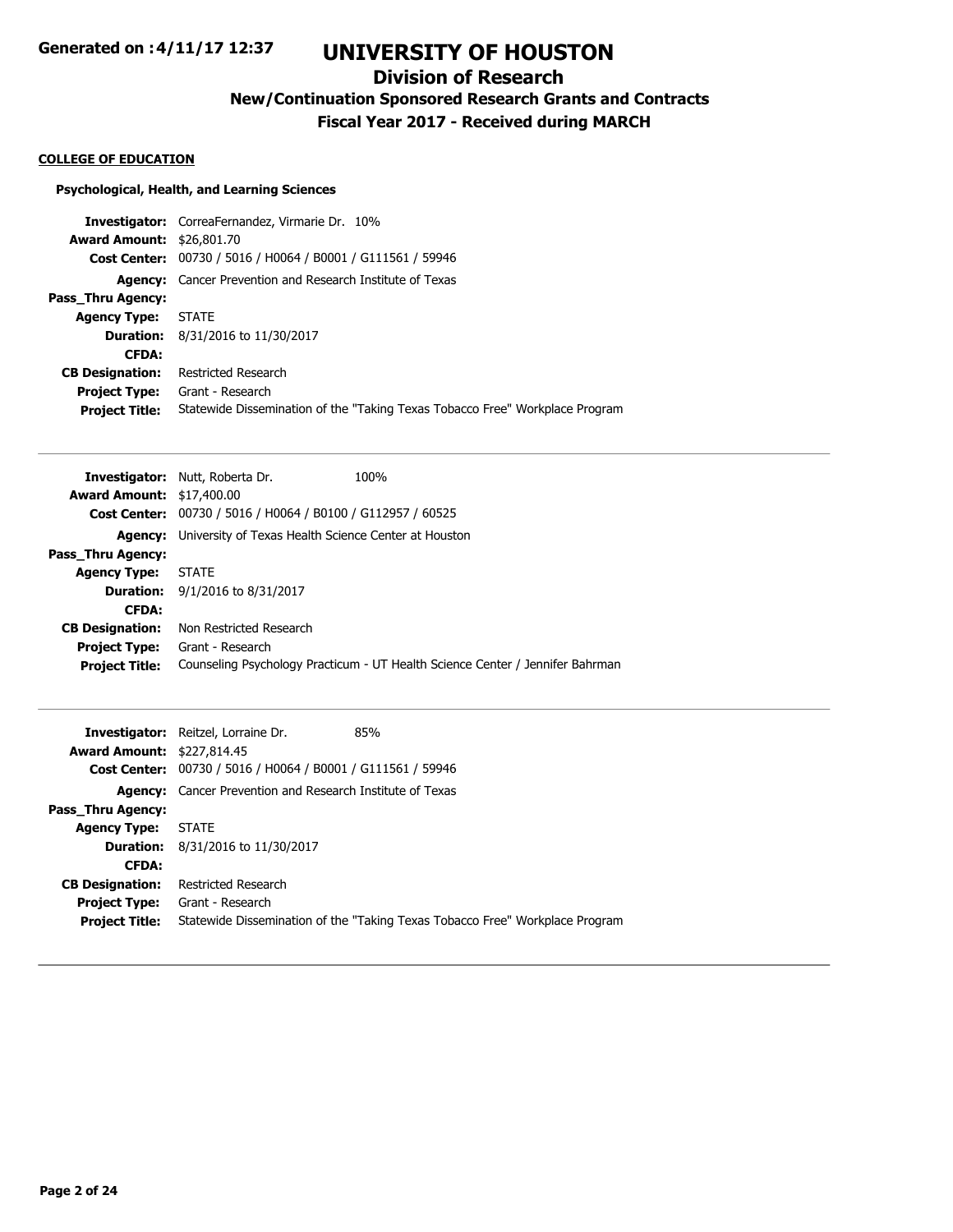# UNIVERSITY OF HOUSTON

## Division of Research

### New/Continuation Sponsored Research Grants and Contracts

### Fiscal Year 2017 - Received during MARCH

**COLLEGE OF EDUCATION**

**Psychological, Health, and Learning Sciences**

**Investigator:** CorreaFernandez, Virmarie Dr. 10%
**Award Amount:** $26,801.70
**Cost Center:** 00730 / 5016 / H0064 / B0001 / G111561 / 59946
**Agency:** Cancer Prevention and Research Institute of Texas
**Pass_Thru Agency:**
**Agency Type:** STATE
**Duration:** 8/31/2016 to 11/30/2017
**CFDA:**
**CB Designation:** Restricted Research
**Project Type:** Grant - Research
**Project Title:** Statewide Dissemination of the "Taking Texas Tobacco Free" Workplace Program

---

**Investigator:** Nutt, Roberta Dr. 100%
**Award Amount:** $17,400.00
**Cost Center:** 00730 / 5016 / H0064 / B0100 / G112957 / 60525
**Agency:** University of Texas Health Science Center at Houston
**Pass_Thru Agency:**
**Agency Type:** STATE
**Duration:** 9/1/2016 to 8/31/2017
**CFDA:**
**CB Designation:** Non Restricted Research
**Project Type:** Grant - Research
**Project Title:** Counseling Psychology Practicum - UT Health Science Center / Jennifer Bahrman

---

**Investigator:** Reitzel, Lorraine Dr. 85%
**Award Amount:** $227,814.45
**Cost Center:** 00730 / 5016 / H0064 / B0001 / G111561 / 59946
**Agency:** Cancer Prevention and Research Institute of Texas
**Pass_Thru Agency:**
**Agency Type:** STATE
**Duration:** 8/31/2016 to 11/30/2017
**CFDA:**
**CB Designation:** Restricted Research
**Project Type:** Grant - Research
**Project Title:** Statewide Dissemination of the "Taking Texas Tobacco Free" Workplace Program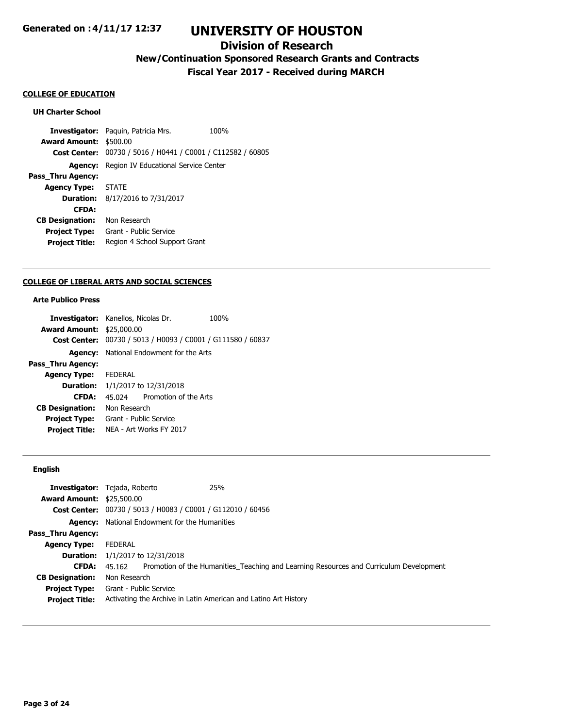## COLLEGE OF EDUCATION

### UH Charter School

**Investigator:** Paquin, Patricia Mrs. 100%
**Award Amount:** $500.00
**Cost Center:** 00730 / 5016 / H0441 / C0001 / C112582 / 60805
**Agency:** Region IV Educational Service Center
**Pass_Thru Agency:**
**Agency Type:** STATE
**Duration:** 8/17/2016 to 7/31/2017
**CFDA:**
**CB Designation:** Non Research
**Project Type:** Grant - Public Service
**Project Title:** Region 4 School Support Grant

---

## COLLEGE OF LIBERAL ARTS AND SOCIAL SCIENCES

### Arte Publico Press

**Investigator:** Kanellos, Nicolas Dr. 100%
**Award Amount:** $25,000.00
**Cost Center:** 00730 / 5013 / H0093 / C0001 / G111580 / 60837
**Agency:** National Endowment for the Arts
**Pass_Thru Agency:**
**Agency Type:** FEDERAL
**Duration:** 1/1/2017 to 12/31/2018
**CFDA:** 45.024 Promotion of the Arts
**CB Designation:** Non Research
**Project Type:** Grant - Public Service
**Project Title:** NEA - Art Works FY 2017

---

### English

**Investigator:** Tejada, Roberto 25%
**Award Amount:** $25,500.00
**Cost Center:** 00730 / 5013 / H0083 / C0001 / G112010 / 60456
**Agency:** National Endowment for the Humanities
**Pass_Thru Agency:**
**Agency Type:** FEDERAL
**Duration:** 1/1/2017 to 12/31/2018
**CFDA:** 45.162 Promotion of the Humanities_Teaching and Learning Resources and Curriculum Development
**CB Designation:** Non Research
**Project Type:** Grant - Public Service
**Project Title:** Activating the Archive in Latin American and Latino Art History

---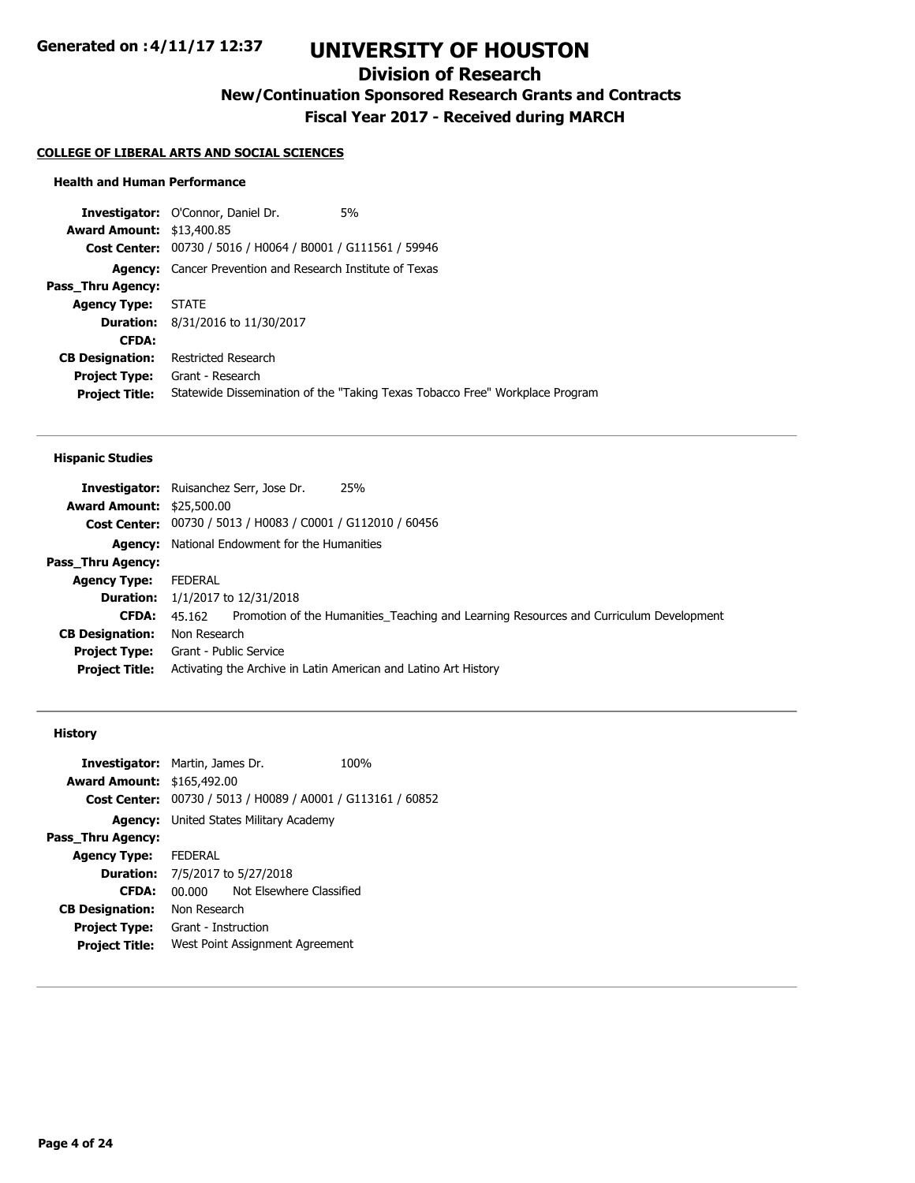# UNIVERSITY OF HOUSTON

## Division of Research

### New/Continuation Sponsored Research Grants and Contracts

### Fiscal Year 2017 - Received during MARCH

**COLLEGE OF LIBERAL ARTS AND SOCIAL SCIENCES**

#### Health and Human Performance

**Investigator:** O'Connor, Daniel Dr. 5%
**Award Amount:** $13,400.85
**Cost Center:** 00730 / 5016 / H0064 / B0001 / G111561 / 59946
**Agency:** Cancer Prevention and Research Institute of Texas
**Pass_Thru Agency:**
**Agency Type:** STATE
**Duration:** 8/31/2016 to 11/30/2017
**CFDA:**
**CB Designation:** Restricted Research
**Project Type:** Grant - Research
**Project Title:** Statewide Dissemination of the "Taking Texas Tobacco Free" Workplace Program

---

#### Hispanic Studies

**Investigator:** Ruisanchez Serr, Jose Dr. 25%
**Award Amount:** $25,500.00
**Cost Center:** 00730 / 5013 / H0083 / C0001 / G112010 / 60456
**Agency:** National Endowment for the Humanities
**Pass_Thru Agency:**
**Agency Type:** FEDERAL
**Duration:** 1/1/2017 to 12/31/2018
**CFDA:** 45.162 Promotion of the Humanities_Teaching and Learning Resources and Curriculum Development
**CB Designation:** Non Research
**Project Type:** Grant - Public Service
**Project Title:** Activating the Archive in Latin American and Latino Art History

---

#### History

**Investigator:** Martin, James Dr. 100%
**Award Amount:** $165,492.00
**Cost Center:** 00730 / 5013 / H0089 / A0001 / G113161 / 60852
**Agency:** United States Military Academy
**Pass_Thru Agency:**
**Agency Type:** FEDERAL
**Duration:** 7/5/2017 to 5/27/2018
**CFDA:** 00.000 Not Elsewhere Classified
**CB Designation:** Non Research
**Project Type:** Grant - Instruction
**Project Title:** West Point Assignment Agreement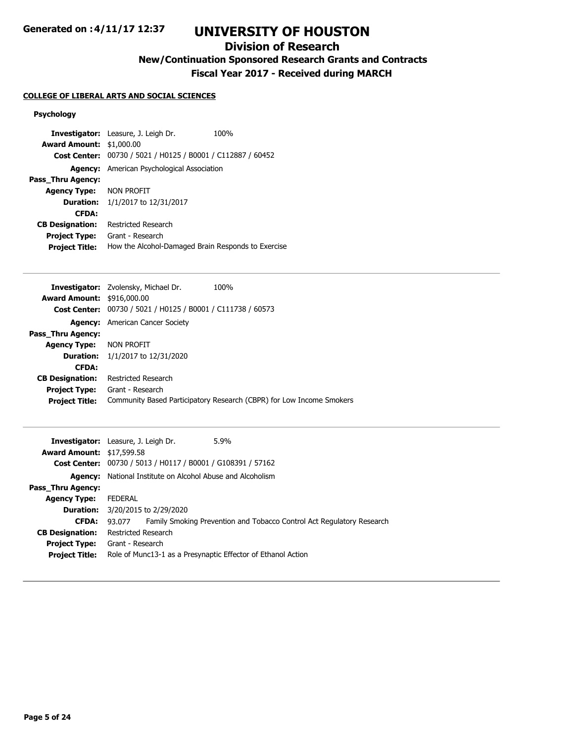# UNIVERSITY OF HOUSTON

## Division of Research

### New/Continuation Sponsored Research Grants and Contracts

### Fiscal Year 2017 - Received during MARCH

**COLLEGE OF LIBERAL ARTS AND SOCIAL SCIENCES**

#### Psychology

**Investigator:** Leasure, J. Leigh Dr. 100%
**Award Amount:** $1,000.00
**Cost Center:** 00730 / 5021 / H0125 / B0001 / C112887 / 60452
**Agency:** American Psychological Association
**Pass_Thru Agency:**
**Agency Type:** NON PROFIT
**Duration:** 1/1/2017 to 12/31/2017
**CFDA:**
**CB Designation:** Restricted Research
**Project Type:** Grant - Research
**Project Title:** How the Alcohol-Damaged Brain Responds to Exercise

---

**Investigator:** Zvolensky, Michael Dr. 100%
**Award Amount:** $916,000.00
**Cost Center:** 00730 / 5021 / H0125 / B0001 / C111738 / 60573
**Agency:** American Cancer Society
**Pass_Thru Agency:**
**Agency Type:** NON PROFIT
**Duration:** 1/1/2017 to 12/31/2020
**CFDA:**
**CB Designation:** Restricted Research
**Project Type:** Grant - Research
**Project Title:** Community Based Participatory Research (CBPR) for Low Income Smokers

---

**Investigator:** Leasure, J. Leigh Dr. 5.9%
**Award Amount:** $17,599.58
**Cost Center:** 00730 / 5013 / H0117 / B0001 / G108391 / 57162
**Agency:** National Institute on Alcohol Abuse and Alcoholism
**Pass_Thru Agency:**
**Agency Type:** FEDERAL
**Duration:** 3/20/2015 to 2/29/2020
**CFDA:** 93.077 Family Smoking Prevention and Tobacco Control Act Regulatory Research
**CB Designation:** Restricted Research
**Project Type:** Grant - Research
**Project Title:** Role of Munc13-1 as a Presynaptic Effector of Ethanol Action

---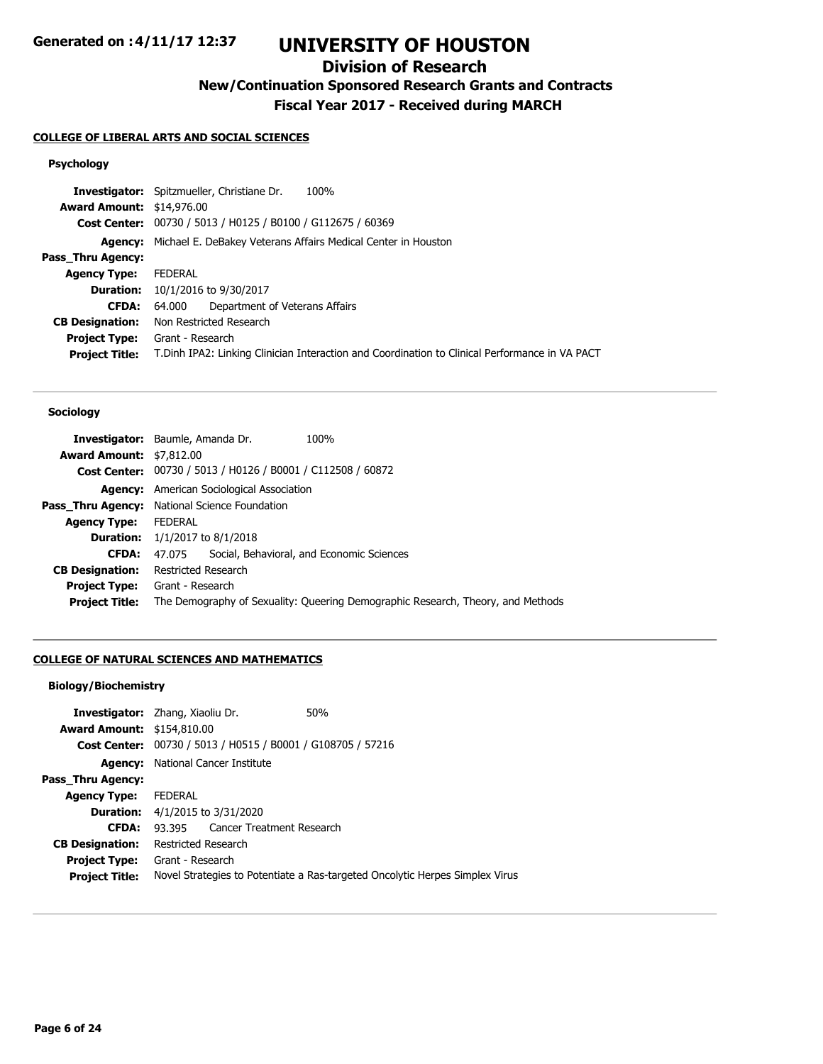## COLLEGE OF LIBERAL ARTS AND SOCIAL SCIENCES

### Psychology

| | |
|---|---|
| **Investigator:** | Spitzmueller, Christiane Dr. 100% |
| **Award Amount:** | $14,976.00 |
| **Cost Center:** | 00730 / 5013 / H0125 / B0100 / G112675 / 60369 |
| **Agency:** | Michael E. DeBakey Veterans Affairs Medical Center in Houston |
| **Pass_Thru Agency:** | |
| **Agency Type:** | FEDERAL |
| **Duration:** | 10/1/2016 to 9/30/2017 |
| **CFDA:** | 64.000 Department of Veterans Affairs |
| **CB Designation:** | Non Restricted Research |
| **Project Type:** | Grant - Research |
| **Project Title:** | T.Dinh IPA2: Linking Clinician Interaction and Coordination to Clinical Performance in VA PACT |

---

### Sociology

| | |
|---|---|
| **Investigator:** | Baumle, Amanda Dr. 100% |
| **Award Amount:** | $7,812.00 |
| **Cost Center:** | 00730 / 5013 / H0126 / B0001 / C112508 / 60872 |
| **Agency:** | American Sociological Association |
| **Pass_Thru Agency:** | National Science Foundation |
| **Agency Type:** | FEDERAL |
| **Duration:** | 1/1/2017 to 8/1/2018 |
| **CFDA:** | 47.075 Social, Behavioral, and Economic Sciences |
| **CB Designation:** | Restricted Research |
| **Project Type:** | Grant - Research |
| **Project Title:** | The Demography of Sexuality: Queering Demographic Research, Theory, and Methods |

---

## COLLEGE OF NATURAL SCIENCES AND MATHEMATICS

### Biology/Biochemistry

| | |
|---|---|
| **Investigator:** | Zhang, Xiaoliu Dr. 50% |
| **Award Amount:** | $154,810.00 |
| **Cost Center:** | 00730 / 5013 / H0515 / B0001 / G108705 / 57216 |
| **Agency:** | National Cancer Institute |
| **Pass_Thru Agency:** | |
| **Agency Type:** | FEDERAL |
| **Duration:** | 4/1/2015 to 3/31/2020 |
| **CFDA:** | 93.395 Cancer Treatment Research |
| **CB Designation:** | Restricted Research |
| **Project Type:** | Grant - Research |
| **Project Title:** | Novel Strategies to Potentiate a Ras-targeted Oncolytic Herpes Simplex Virus |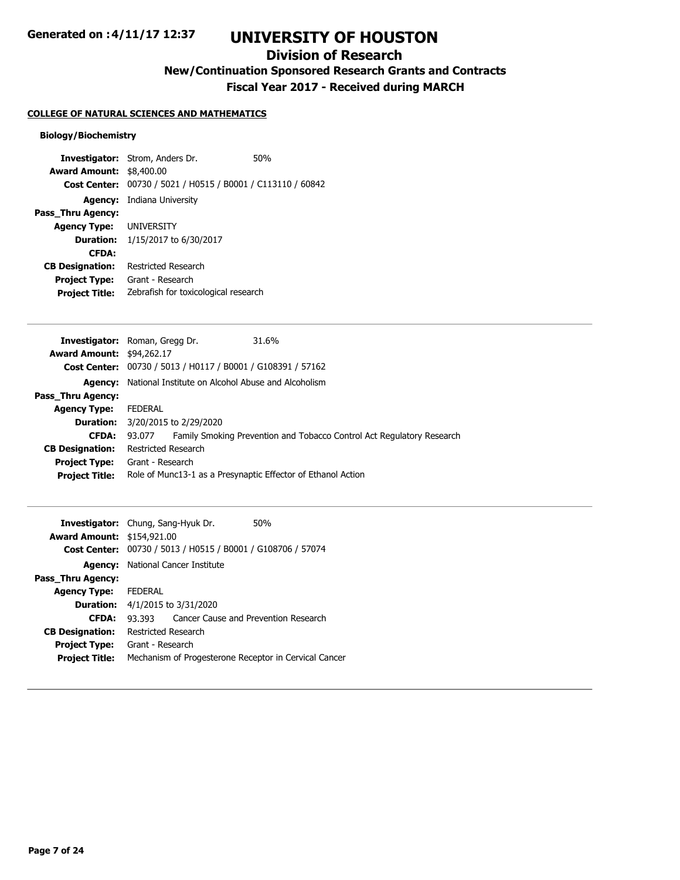# UNIVERSITY OF HOUSTON

## Division of Research

### New/Continuation Sponsored Research Grants and Contracts

### Fiscal Year 2017 - Received during MARCH

**COLLEGE OF NATURAL SCIENCES AND MATHEMATICS**

**Biology/Biochemistry**

**Investigator:** Strom, Anders Dr. 50%
**Award Amount:** $8,400.00
**Cost Center:** 00730 / 5021 / H0515 / B0001 / C113110 / 60842
**Agency:** Indiana University
**Pass_Thru Agency:**
**Agency Type:** UNIVERSITY
**Duration:** 1/15/2017 to 6/30/2017
**CFDA:**
**CB Designation:** Restricted Research
**Project Type:** Grant - Research
**Project Title:** Zebrafish for toxicological research

---

**Investigator:** Roman, Gregg Dr. 31.6%
**Award Amount:** $94,262.17
**Cost Center:** 00730 / 5013 / H0117 / B0001 / G108391 / 57162
**Agency:** National Institute on Alcohol Abuse and Alcoholism
**Pass_Thru Agency:**
**Agency Type:** FEDERAL
**Duration:** 3/20/2015 to 2/29/2020
**CFDA:** 93.077 Family Smoking Prevention and Tobacco Control Act Regulatory Research
**CB Designation:** Restricted Research
**Project Type:** Grant - Research
**Project Title:** Role of Munc13-1 as a Presynaptic Effector of Ethanol Action

---

**Investigator:** Chung, Sang-Hyuk Dr. 50%
**Award Amount:** $154,921.00
**Cost Center:** 00730 / 5013 / H0515 / B0001 / G108706 / 57074
**Agency:** National Cancer Institute
**Pass_Thru Agency:**
**Agency Type:** FEDERAL
**Duration:** 4/1/2015 to 3/31/2020
**CFDA:** 93.393 Cancer Cause and Prevention Research
**CB Designation:** Restricted Research
**Project Type:** Grant - Research
**Project Title:** Mechanism of Progesterone Receptor in Cervical Cancer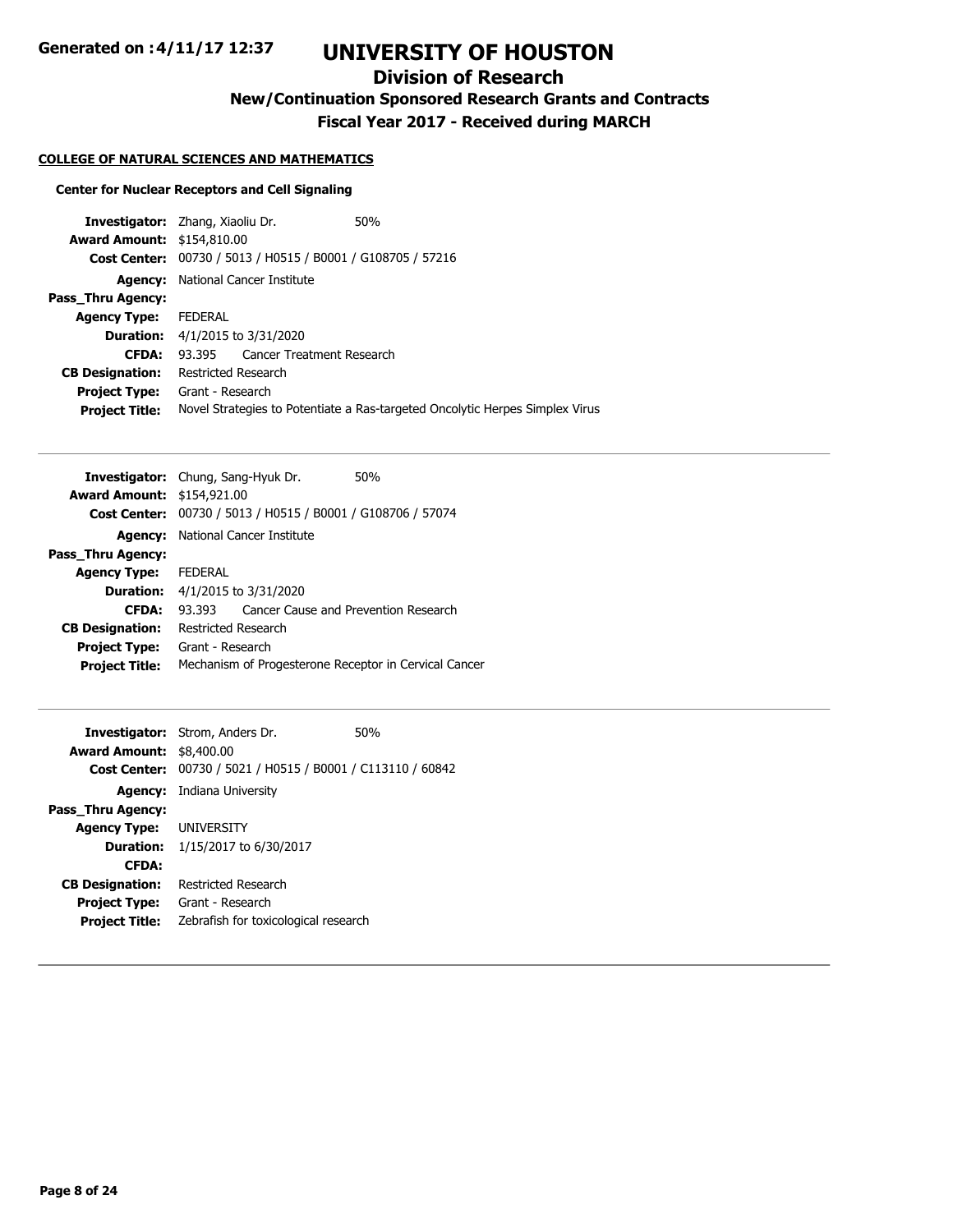# UNIVERSITY OF HOUSTON

## Division of Research

### New/Continuation Sponsored Research Grants and Contracts

### Fiscal Year 2017 - Received during MARCH

**Generated on :4/11/17 12:37**

**COLLEGE OF NATURAL SCIENCES AND MATHEMATICS**

**Center for Nuclear Receptors and Cell Signaling**

**Investigator:** Zhang, Xiaoliu Dr. 50%
**Award Amount:** $154,810.00
**Cost Center:** 00730 / 5013 / H0515 / B0001 / G108705 / 57216
**Agency:** National Cancer Institute
**Pass_Thru Agency:**
**Agency Type:** FEDERAL
**Duration:** 4/1/2015 to 3/31/2020
**CFDA:** 93.395 Cancer Treatment Research
**CB Designation:** Restricted Research
**Project Type:** Grant - Research
**Project Title:** Novel Strategies to Potentiate a Ras-targeted Oncolytic Herpes Simplex Virus

---

**Investigator:** Chung, Sang-Hyuk Dr. 50%
**Award Amount:** $154,921.00
**Cost Center:** 00730 / 5013 / H0515 / B0001 / G108706 / 57074
**Agency:** National Cancer Institute
**Pass_Thru Agency:**
**Agency Type:** FEDERAL
**Duration:** 4/1/2015 to 3/31/2020
**CFDA:** 93.393 Cancer Cause and Prevention Research
**CB Designation:** Restricted Research
**Project Type:** Grant - Research
**Project Title:** Mechanism of Progesterone Receptor in Cervical Cancer

---

**Investigator:** Strom, Anders Dr. 50%
**Award Amount:** $8,400.00
**Cost Center:** 00730 / 5021 / H0515 / B0001 / C113110 / 60842
**Agency:** Indiana University
**Pass_Thru Agency:**
**Agency Type:** UNIVERSITY
**Duration:** 1/15/2017 to 6/30/2017
**CFDA:**
**CB Designation:** Restricted Research
**Project Type:** Grant - Research
**Project Title:** Zebrafish for toxicological research

---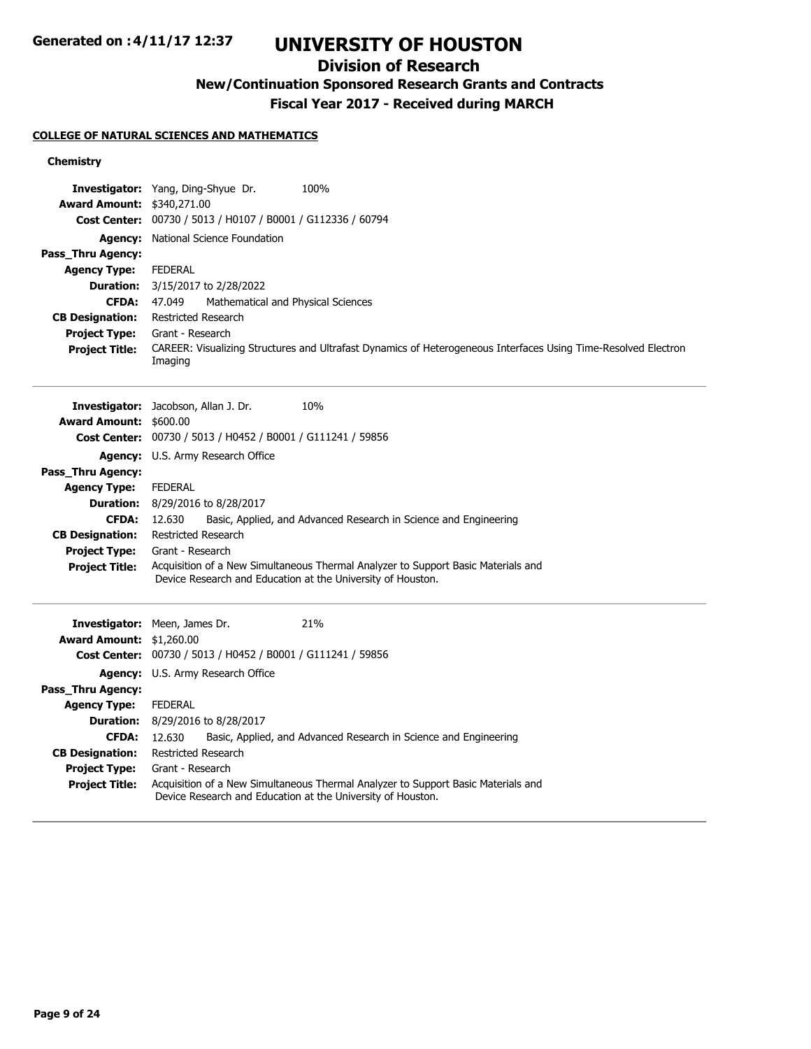# UNIVERSITY OF HOUSTON

## Division of Research

### New/Continuation Sponsored Research Grants and Contracts

### Fiscal Year 2017 - Received during MARCH

Generated on :4/11/17 12:37

**COLLEGE OF NATURAL SCIENCES AND MATHEMATICS**

**Chemistry**

**Investigator:** Yang, Ding-Shyue Dr. 100%
**Award Amount:** $340,271.00
**Cost Center:** 00730 / 5013 / H0107 / B0001 / G112336 / 60794
**Agency:** National Science Foundation
**Pass_Thru Agency:**
**Agency Type:** FEDERAL
**Duration:** 3/15/2017 to 2/28/2022
**CFDA:** 47.049 Mathematical and Physical Sciences
**CB Designation:** Restricted Research
**Project Type:** Grant - Research
**Project Title:** CAREER: Visualizing Structures and Ultrafast Dynamics of Heterogeneous Interfaces Using Time-Resolved Electron Imaging

---

**Investigator:** Jacobson, Allan J. Dr. 10%
**Award Amount:** $600.00
**Cost Center:** 00730 / 5013 / H0452 / B0001 / G111241 / 59856
**Agency:** U.S. Army Research Office
**Pass_Thru Agency:**
**Agency Type:** FEDERAL
**Duration:** 8/29/2016 to 8/28/2017
**CFDA:** 12.630 Basic, Applied, and Advanced Research in Science and Engineering
**CB Designation:** Restricted Research
**Project Type:** Grant - Research
**Project Title:** Acquisition of a New Simultaneous Thermal Analyzer to Support Basic Materials and Device Research and Education at the University of Houston.

---

**Investigator:** Meen, James Dr. 21%
**Award Amount:** $1,260.00
**Cost Center:** 00730 / 5013 / H0452 / B0001 / G111241 / 59856
**Agency:** U.S. Army Research Office
**Pass_Thru Agency:**
**Agency Type:** FEDERAL
**Duration:** 8/29/2016 to 8/28/2017
**CFDA:** 12.630 Basic, Applied, and Advanced Research in Science and Engineering
**CB Designation:** Restricted Research
**Project Type:** Grant - Research
**Project Title:** Acquisition of a New Simultaneous Thermal Analyzer to Support Basic Materials and Device Research and Education at the University of Houston.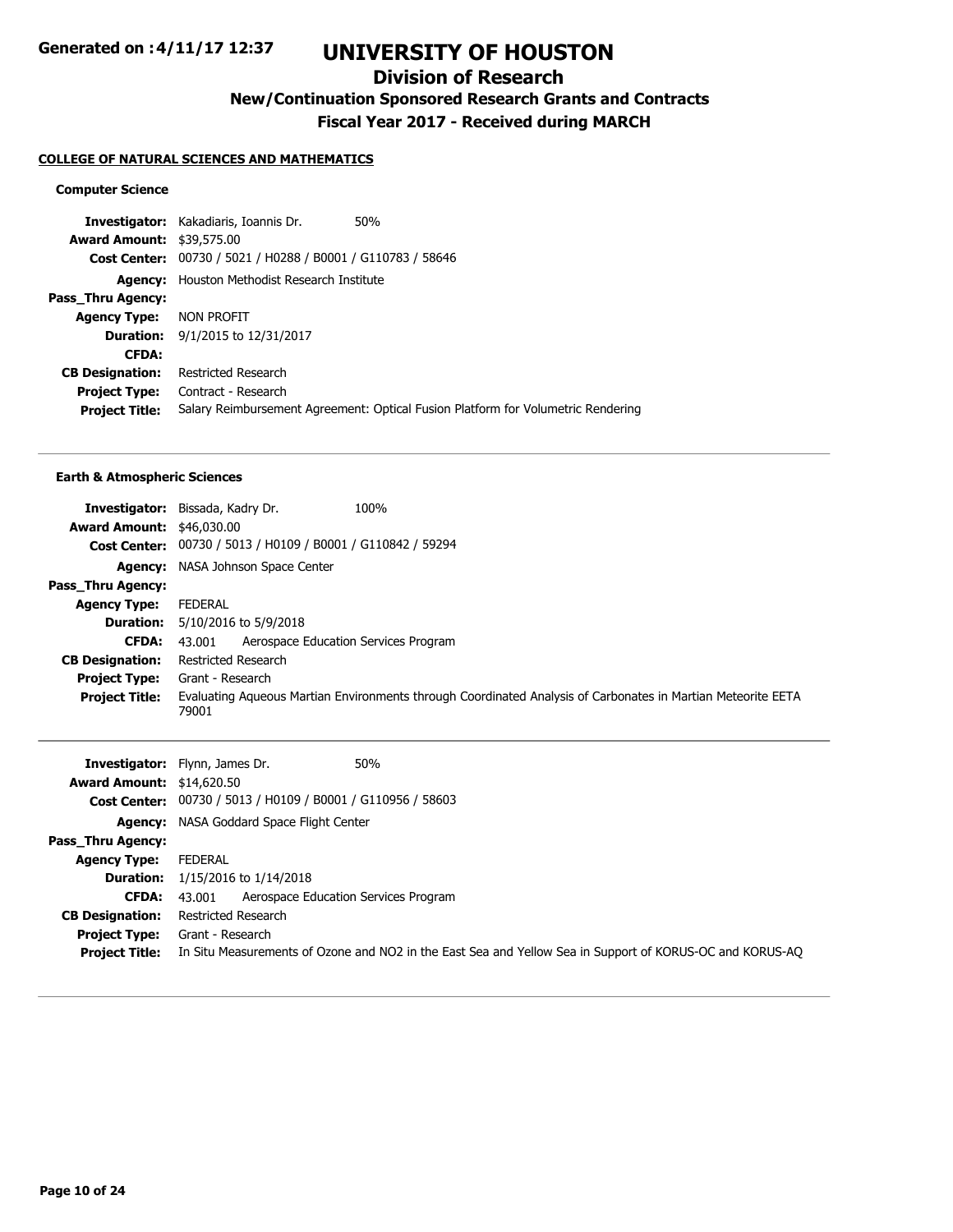# UNIVERSITY OF HOUSTON

## Division of Research

### New/Continuation Sponsored Research Grants and Contracts

### Fiscal Year 2017 - Received during MARCH

**Generated on :4/11/17 12:37**

#### COLLEGE OF NATURAL SCIENCES AND MATHEMATICS

**Computer Science**

**Investigator:** Kakadiaris, Ioannis Dr. 50%
**Award Amount:** $39,575.00
**Cost Center:** 00730 / 5021 / H0288 / B0001 / G110783 / 58646
**Agency:** Houston Methodist Research Institute
**Pass_Thru Agency:**
**Agency Type:** NON PROFIT
**Duration:** 9/1/2015 to 12/31/2017
**CFDA:**
**CB Designation:** Restricted Research
**Project Type:** Contract - Research
**Project Title:** Salary Reimbursement Agreement: Optical Fusion Platform for Volumetric Rendering

---

**Earth & Atmospheric Sciences**

**Investigator:** Bissada, Kadry Dr. 100%
**Award Amount:** $46,030.00
**Cost Center:** 00730 / 5013 / H0109 / B0001 / G110842 / 59294
**Agency:** NASA Johnson Space Center
**Pass_Thru Agency:**
**Agency Type:** FEDERAL
**Duration:** 5/10/2016 to 5/9/2018
**CFDA:** 43.001 Aerospace Education Services Program
**CB Designation:** Restricted Research
**Project Type:** Grant - Research
**Project Title:** Evaluating Aqueous Martian Environments through Coordinated Analysis of Carbonates in Martian Meteorite EETA 79001

---

**Investigator:** Flynn, James Dr. 50%
**Award Amount:** $14,620.50
**Cost Center:** 00730 / 5013 / H0109 / B0001 / G110956 / 58603
**Agency:** NASA Goddard Space Flight Center
**Pass_Thru Agency:**
**Agency Type:** FEDERAL
**Duration:** 1/15/2016 to 1/14/2018
**CFDA:** 43.001 Aerospace Education Services Program
**CB Designation:** Restricted Research
**Project Type:** Grant - Research
**Project Title:** In Situ Measurements of Ozone and NO2 in the East Sea and Yellow Sea in Support of KORUS-OC and KORUS-AQ

---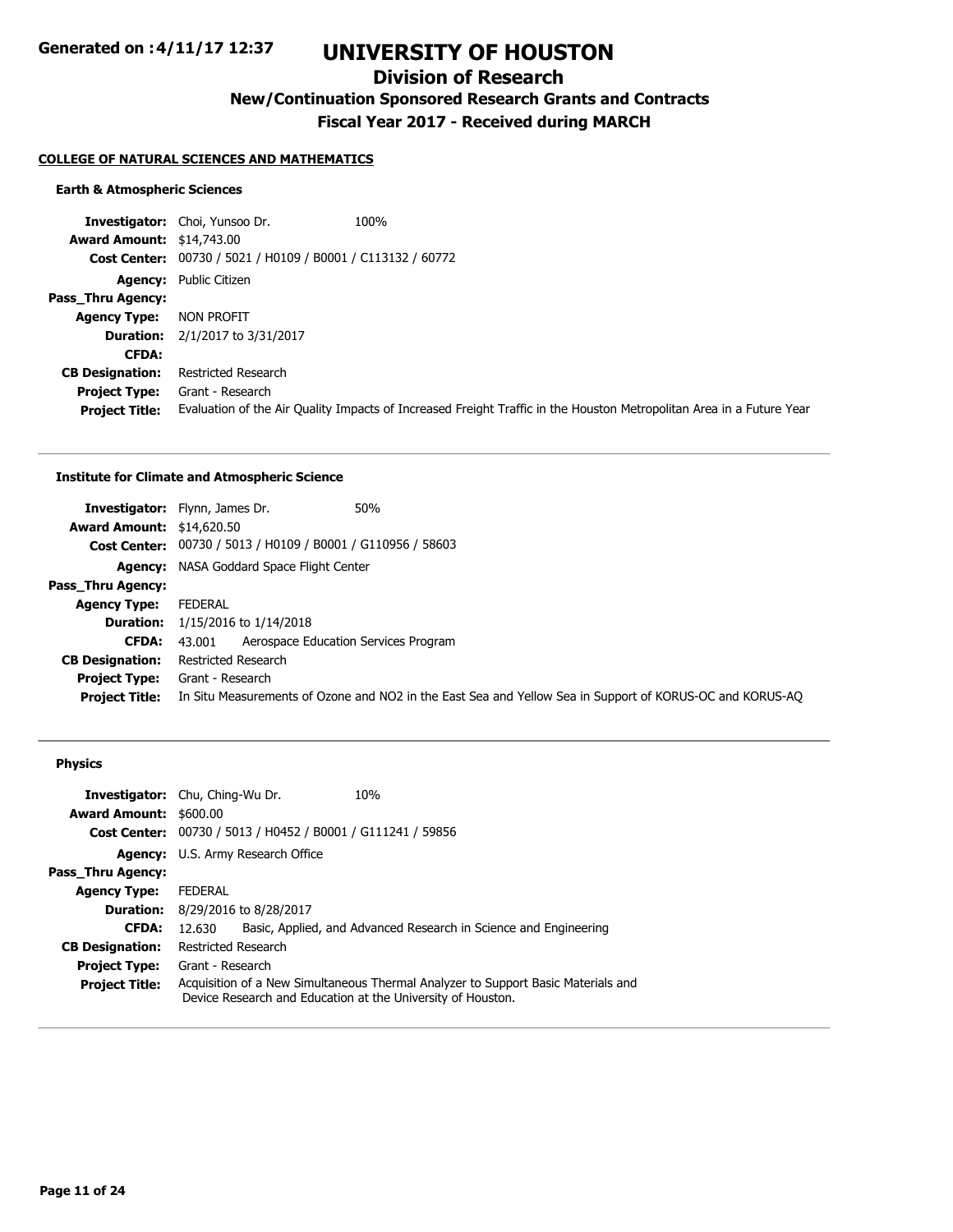# UNIVERSITY OF HOUSTON

## Division of Research

### New/Continuation Sponsored Research Grants and Contracts

### Fiscal Year 2017 - Received during MARCH

**Generated on :4/11/17 12:37**

**COLLEGE OF NATURAL SCIENCES AND MATHEMATICS**

#### Earth & Atmospheric Sciences

**Investigator:** Choi, Yunsoo Dr. 100%
**Award Amount:** $14,743.00
**Cost Center:** 00730 / 5021 / H0109 / B0001 / C113132 / 60772
**Agency:** Public Citizen
**Pass_Thru Agency:**
**Agency Type:** NON PROFIT
**Duration:** 2/1/2017 to 3/31/2017
**CFDA:**
**CB Designation:** Restricted Research
**Project Type:** Grant - Research
**Project Title:** Evaluation of the Air Quality Impacts of Increased Freight Traffic in the Houston Metropolitan Area in a Future Year

---

#### Institute for Climate and Atmospheric Science

**Investigator:** Flynn, James Dr. 50%
**Award Amount:** $14,620.50
**Cost Center:** 00730 / 5013 / H0109 / B0001 / G110956 / 58603
**Agency:** NASA Goddard Space Flight Center
**Pass_Thru Agency:**
**Agency Type:** FEDERAL
**Duration:** 1/15/2016 to 1/14/2018
**CFDA:** 43.001 Aerospace Education Services Program
**CB Designation:** Restricted Research
**Project Type:** Grant - Research
**Project Title:** In Situ Measurements of Ozone and NO2 in the East Sea and Yellow Sea in Support of KORUS-OC and KORUS-AQ

---

#### Physics

**Investigator:** Chu, Ching-Wu Dr. 10%
**Award Amount:** $600.00
**Cost Center:** 00730 / 5013 / H0452 / B0001 / G111241 / 59856
**Agency:** U.S. Army Research Office
**Pass_Thru Agency:**
**Agency Type:** FEDERAL
**Duration:** 8/29/2016 to 8/28/2017
**CFDA:** 12.630 Basic, Applied, and Advanced Research in Science and Engineering
**CB Designation:** Restricted Research
**Project Type:** Grant - Research
**Project Title:** Acquisition of a New Simultaneous Thermal Analyzer to Support Basic Materials and Device Research and Education at the University of Houston.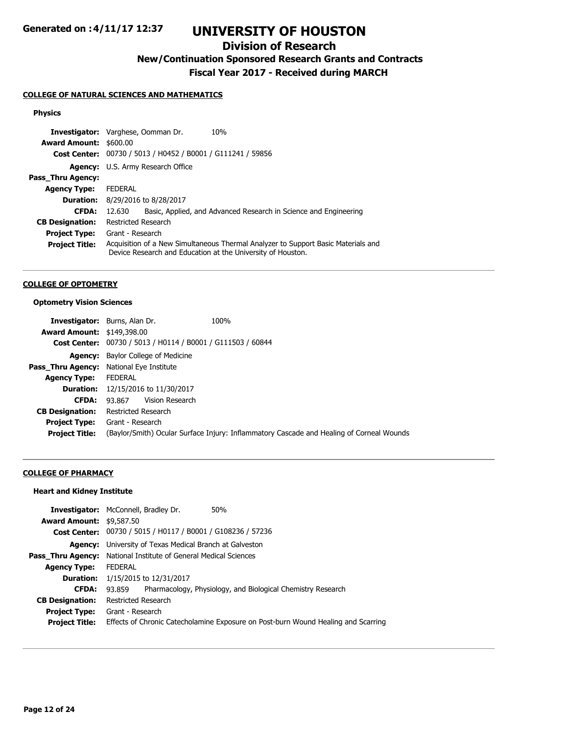# UNIVERSITY OF HOUSTON

## Division of Research

### New/Continuation Sponsored Research Grants and Contracts

### Fiscal Year 2017 - Received during MARCH

**COLLEGE OF NATURAL SCIENCES AND MATHEMATICS**

**Physics**

| | |
|---|---|
| **Investigator:** | Varghese, Oomman Dr. 10% |
| **Award Amount:** | $600.00 |
| **Cost Center:** | 00730 / 5013 / H0452 / B0001 / G111241 / 59856 |
| **Agency:** | U.S. Army Research Office |
| **Pass_Thru Agency:** | |
| **Agency Type:** | FEDERAL |
| **Duration:** | 8/29/2016 to 8/28/2017 |
| **CFDA:** | 12.630 Basic, Applied, and Advanced Research in Science and Engineering |
| **CB Designation:** | Restricted Research |
| **Project Type:** | Grant - Research |
| **Project Title:** | Acquisition of a New Simultaneous Thermal Analyzer to Support Basic Materials and Device Research and Education at the University of Houston. |

**COLLEGE OF OPTOMETRY**

**Optometry Vision Sciences**

| | |
|---|---|
| **Investigator:** | Burns, Alan Dr. 100% |
| **Award Amount:** | $149,398.00 |
| **Cost Center:** | 00730 / 5013 / H0114 / B0001 / G111503 / 60844 |
| **Agency:** | Baylor College of Medicine |
| **Pass_Thru Agency:** | National Eye Institute |
| **Agency Type:** | FEDERAL |
| **Duration:** | 12/15/2016 to 11/30/2017 |
| **CFDA:** | 93.867 Vision Research |
| **CB Designation:** | Restricted Research |
| **Project Type:** | Grant - Research |
| **Project Title:** | (Baylor/Smith) Ocular Surface Injury: Inflammatory Cascade and Healing of Corneal Wounds |

**COLLEGE OF PHARMACY**

**Heart and Kidney Institute**

| | |
|---|---|
| **Investigator:** | McConnell, Bradley Dr. 50% |
| **Award Amount:** | $9,587.50 |
| **Cost Center:** | 00730 / 5015 / H0117 / B0001 / G108236 / 57236 |
| **Agency:** | University of Texas Medical Branch at Galveston |
| **Pass_Thru Agency:** | National Institute of General Medical Sciences |
| **Agency Type:** | FEDERAL |
| **Duration:** | 1/15/2015 to 12/31/2017 |
| **CFDA:** | 93.859 Pharmacology, Physiology, and Biological Chemistry Research |
| **CB Designation:** | Restricted Research |
| **Project Type:** | Grant - Research |
| **Project Title:** | Effects of Chronic Catecholamine Exposure on Post-burn Wound Healing and Scarring |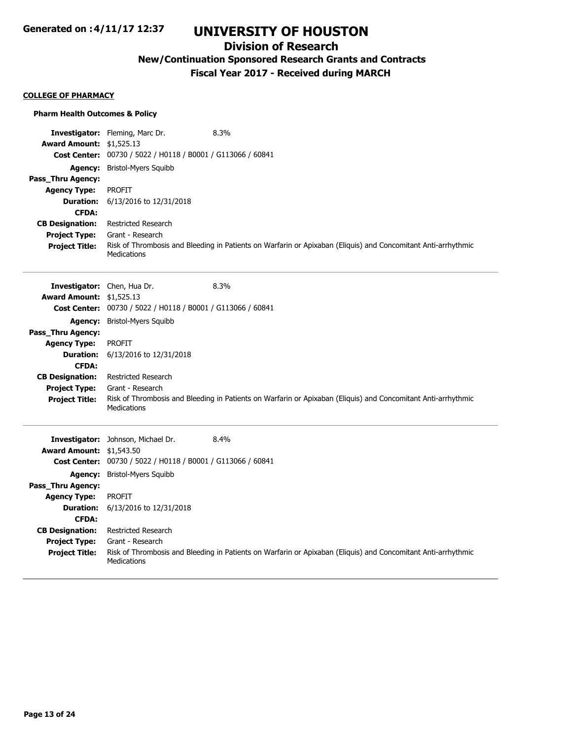**COLLEGE OF PHARMACY**

**Pharm Health Outcomes & Policy**

**Investigator:** Fleming, Marc Dr. 8.3%
**Award Amount:** $1,525.13
**Cost Center:** 00730 / 5022 / H0118 / B0001 / G113066 / 60841
**Agency:** Bristol-Myers Squibb
**Pass_Thru Agency:**
**Agency Type:** PROFIT
**Duration:** 6/13/2016 to 12/31/2018
**CFDA:**
**CB Designation:** Restricted Research
**Project Type:** Grant - Research
**Project Title:** Risk of Thrombosis and Bleeding in Patients on Warfarin or Apixaban (Eliquis) and Concomitant Anti-arrhythmic Medications

---

**Investigator:** Chen, Hua Dr. 8.3%
**Award Amount:** $1,525.13
**Cost Center:** 00730 / 5022 / H0118 / B0001 / G113066 / 60841
**Agency:** Bristol-Myers Squibb
**Pass_Thru Agency:**
**Agency Type:** PROFIT
**Duration:** 6/13/2016 to 12/31/2018
**CFDA:**
**CB Designation:** Restricted Research
**Project Type:** Grant - Research
**Project Title:** Risk of Thrombosis and Bleeding in Patients on Warfarin or Apixaban (Eliquis) and Concomitant Anti-arrhythmic Medications

---

**Investigator:** Johnson, Michael Dr. 8.4%
**Award Amount:** $1,543.50
**Cost Center:** 00730 / 5022 / H0118 / B0001 / G113066 / 60841
**Agency:** Bristol-Myers Squibb
**Pass_Thru Agency:**
**Agency Type:** PROFIT
**Duration:** 6/13/2016 to 12/31/2018
**CFDA:**
**CB Designation:** Restricted Research
**Project Type:** Grant - Research
**Project Title:** Risk of Thrombosis and Bleeding in Patients on Warfarin or Apixaban (Eliquis) and Concomitant Anti-arrhythmic Medications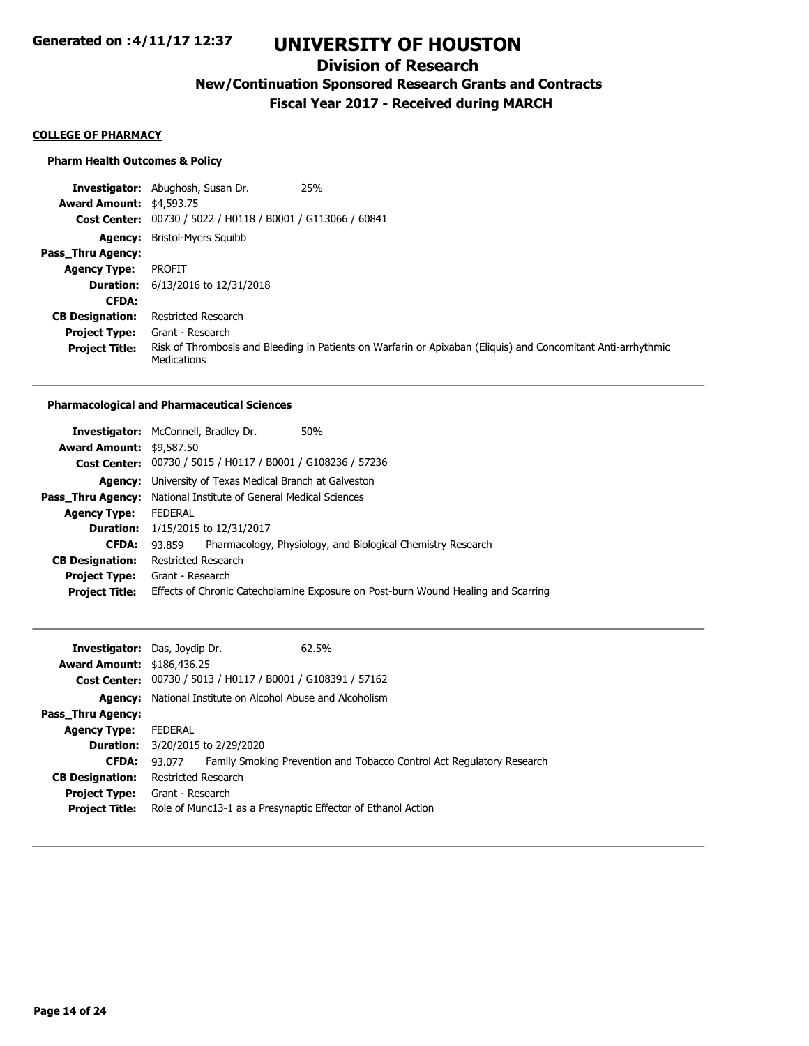**Generated on :4/11/17 12:37**

# UNIVERSITY OF HOUSTON

## Division of Research

### New/Continuation Sponsored Research Grants and Contracts

### Fiscal Year 2017 - Received during MARCH

**COLLEGE OF PHARMACY**

**Pharm Health Outcomes & Policy**

**Investigator:** Abughosh, Susan Dr. 25%
**Award Amount:** $4,593.75
**Cost Center:** 00730 / 5022 / H0118 / B0001 / G113066 / 60841
**Agency:** Bristol-Myers Squibb
**Pass_Thru Agency:**
**Agency Type:** PROFIT
**Duration:** 6/13/2016 to 12/31/2018
**CFDA:**
**CB Designation:** Restricted Research
**Project Type:** Grant - Research
**Project Title:** Risk of Thrombosis and Bleeding in Patients on Warfarin or Apixaban (Eliquis) and Concomitant Anti-arrhythmic Medications

---

**Pharmacological and Pharmaceutical Sciences**

**Investigator:** McConnell, Bradley Dr. 50%
**Award Amount:** $9,587.50
**Cost Center:** 00730 / 5015 / H0117 / B0001 / G108236 / 57236
**Agency:** University of Texas Medical Branch at Galveston
**Pass_Thru Agency:** National Institute of General Medical Sciences
**Agency Type:** FEDERAL
**Duration:** 1/15/2015 to 12/31/2017
**CFDA:** 93.859 Pharmacology, Physiology, and Biological Chemistry Research
**CB Designation:** Restricted Research
**Project Type:** Grant - Research
**Project Title:** Effects of Chronic Catecholamine Exposure on Post-burn Wound Healing and Scarring

---

**Investigator:** Das, Joydip Dr. 62.5%
**Award Amount:** $186,436.25
**Cost Center:** 00730 / 5013 / H0117 / B0001 / G108391 / 57162
**Agency:** National Institute on Alcohol Abuse and Alcoholism
**Pass_Thru Agency:**
**Agency Type:** FEDERAL
**Duration:** 3/20/2015 to 2/29/2020
**CFDA:** 93.077 Family Smoking Prevention and Tobacco Control Act Regulatory Research
**CB Designation:** Restricted Research
**Project Type:** Grant - Research
**Project Title:** Role of Munc13-1 as a Presynaptic Effector of Ethanol Action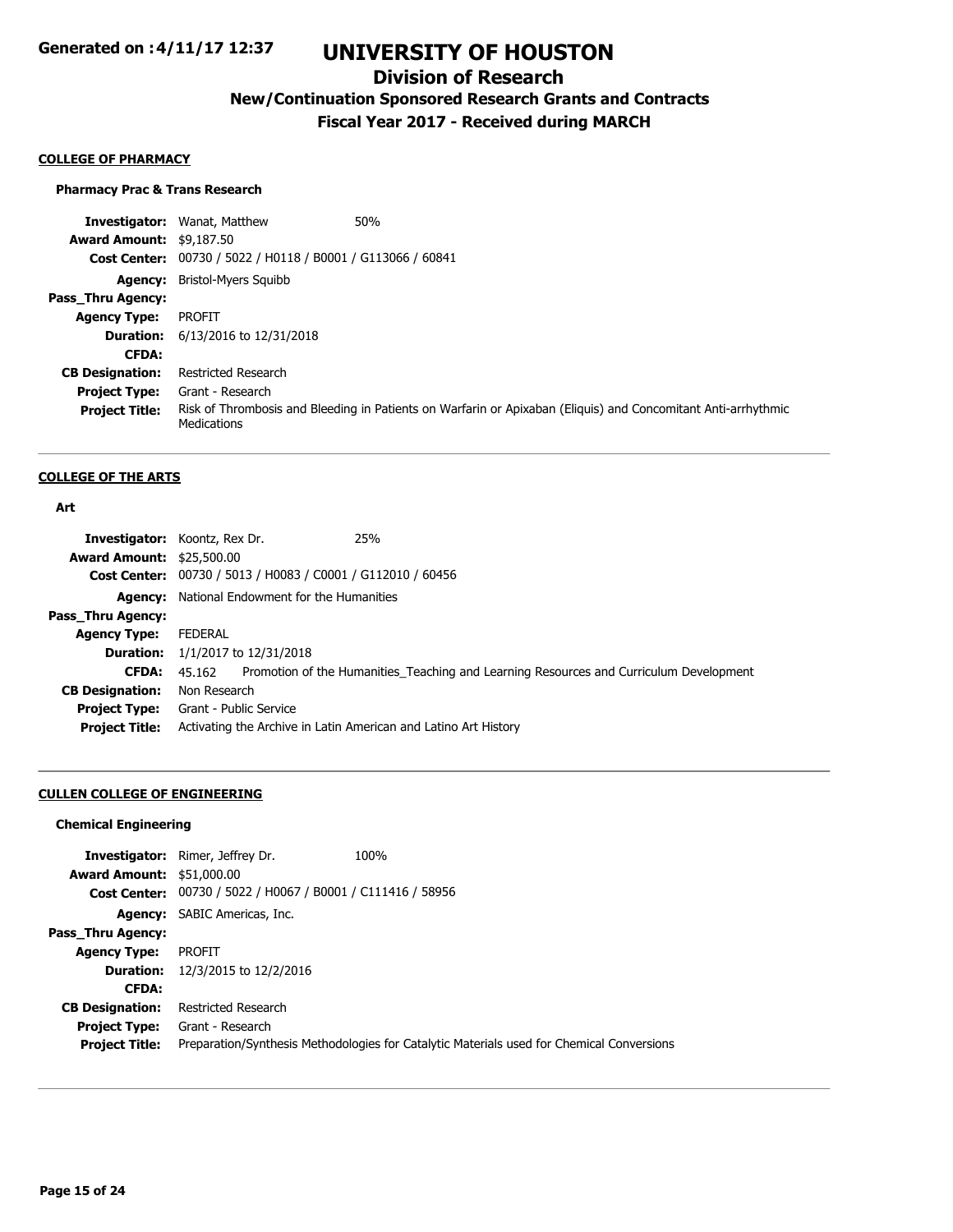# UNIVERSITY OF HOUSTON

## Division of Research

### New/Continuation Sponsored Research Grants and Contracts

### Fiscal Year 2017 - Received during MARCH

#### COLLEGE OF PHARMACY

**Pharmacy Prac & Trans Research**

| | | |
|---|---|---|
| **Investigator:** | Wanat, Matthew | 50% |
| **Award Amount:** | $9,187.50 | |
| **Cost Center:** | 00730 / 5022 / H0118 / B0001 / G113066 / 60841 | |
| **Agency:** | Bristol-Myers Squibb | |
| **Pass_Thru Agency:** | | |
| **Agency Type:** | PROFIT | |
| **Duration:** | 6/13/2016 to 12/31/2018 | |
| **CFDA:** | | |
| **CB Designation:** | Restricted Research | |
| **Project Type:** | Grant - Research | |
| **Project Title:** | Risk of Thrombosis and Bleeding in Patients on Warfarin or Apixaban (Eliquis) and Concomitant Anti-arrhythmic Medications | |

---

#### COLLEGE OF THE ARTS

**Art**

| | | |
|---|---|---|
| **Investigator:** | Koontz, Rex Dr. | 25% |
| **Award Amount:** | $25,500.00 | |
| **Cost Center:** | 00730 / 5013 / H0083 / C0001 / G112010 / 60456 | |
| **Agency:** | National Endowment for the Humanities | |
| **Pass_Thru Agency:** | | |
| **Agency Type:** | FEDERAL | |
| **Duration:** | 1/1/2017 to 12/31/2018 | |
| **CFDA:** | 45.162 Promotion of the Humanities_Teaching and Learning Resources and Curriculum Development | |
| **CB Designation:** | Non Research | |
| **Project Type:** | Grant - Public Service | |
| **Project Title:** | Activating the Archive in Latin American and Latino Art History | |

---

#### CULLEN COLLEGE OF ENGINEERING

**Chemical Engineering**

| | | |
|---|---|---|
| **Investigator:** | Rimer, Jeffrey Dr. | 100% |
| **Award Amount:** | $51,000.00 | |
| **Cost Center:** | 00730 / 5022 / H0067 / B0001 / C111416 / 58956 | |
| **Agency:** | SABIC Americas, Inc. | |
| **Pass_Thru Agency:** | | |
| **Agency Type:** | PROFIT | |
| **Duration:** | 12/3/2015 to 12/2/2016 | |
| **CFDA:** | | |
| **CB Designation:** | Restricted Research | |
| **Project Type:** | Grant - Research | |
| **Project Title:** | Preparation/Synthesis Methodologies for Catalytic Materials used for Chemical Conversions | |

---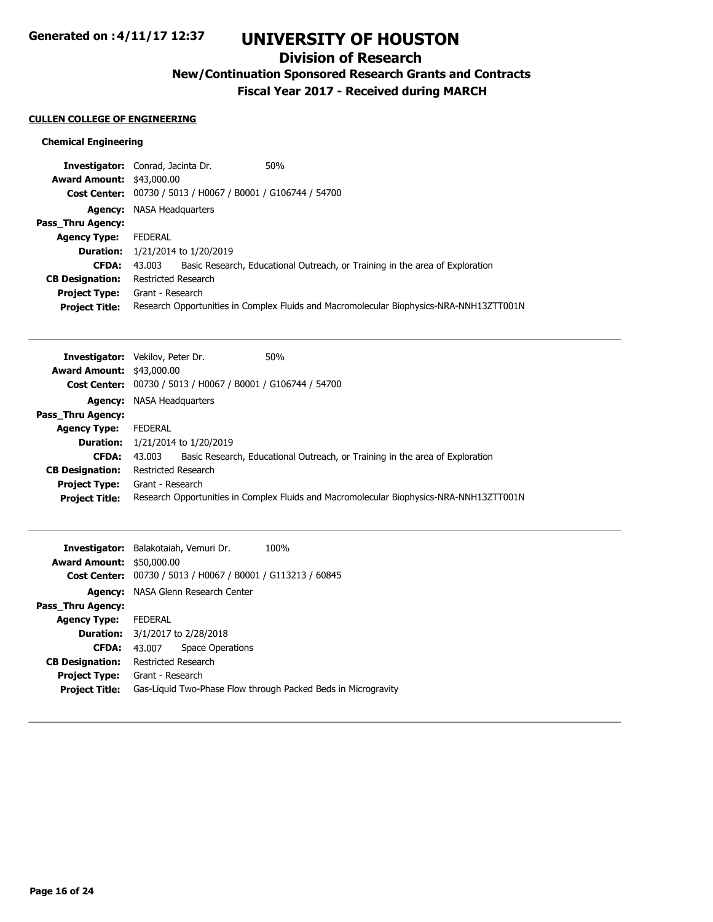## CULLEN COLLEGE OF ENGINEERING

### Chemical Engineering

**Investigator:** Conrad, Jacinta Dr. 50%
**Award Amount:** $43,000.00
**Cost Center:** 00730 / 5013 / H0067 / B0001 / G106744 / 54700
**Agency:** NASA Headquarters
**Pass_Thru Agency:**
**Agency Type:** FEDERAL
**Duration:** 1/21/2014 to 1/20/2019
**CFDA:** 43.003 Basic Research, Educational Outreach, or Training in the area of Exploration
**CB Designation:** Restricted Research
**Project Type:** Grant - Research
**Project Title:** Research Opportunities in Complex Fluids and Macromolecular Biophysics-NRA-NNH13ZTT001N

---

**Investigator:** Vekilov, Peter Dr. 50%
**Award Amount:** $43,000.00
**Cost Center:** 00730 / 5013 / H0067 / B0001 / G106744 / 54700
**Agency:** NASA Headquarters
**Pass_Thru Agency:**
**Agency Type:** FEDERAL
**Duration:** 1/21/2014 to 1/20/2019
**CFDA:** 43.003 Basic Research, Educational Outreach, or Training in the area of Exploration
**CB Designation:** Restricted Research
**Project Type:** Grant - Research
**Project Title:** Research Opportunities in Complex Fluids and Macromolecular Biophysics-NRA-NNH13ZTT001N

---

**Investigator:** Balakotaiah, Vemuri Dr. 100%
**Award Amount:** $50,000.00
**Cost Center:** 00730 / 5013 / H0067 / B0001 / G113213 / 60845
**Agency:** NASA Glenn Research Center
**Pass_Thru Agency:**
**Agency Type:** FEDERAL
**Duration:** 3/1/2017 to 2/28/2018
**CFDA:** 43.007 Space Operations
**CB Designation:** Restricted Research
**Project Type:** Grant - Research
**Project Title:** Gas-Liquid Two-Phase Flow through Packed Beds in Microgravity

---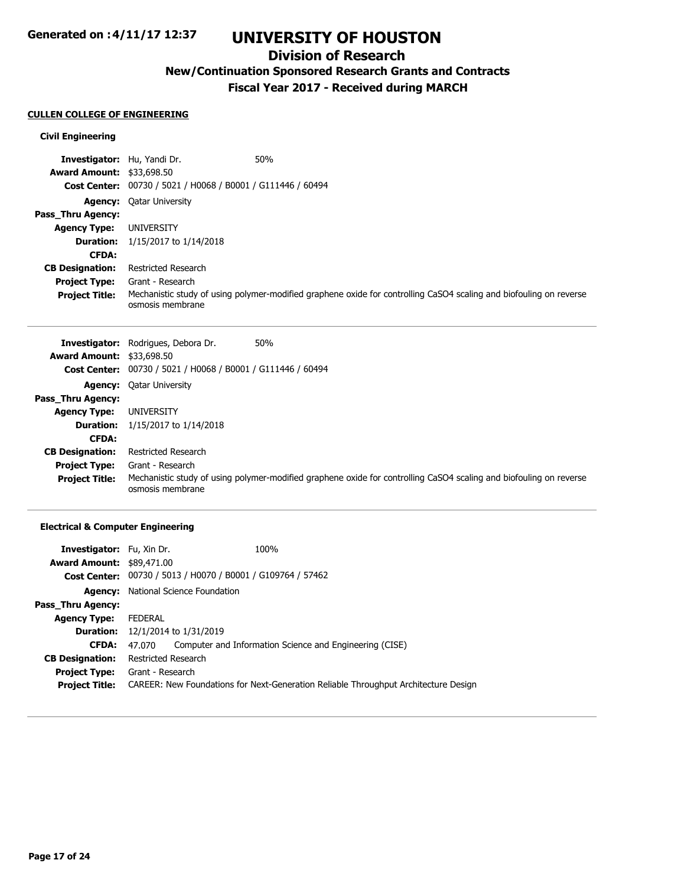## CULLEN COLLEGE OF ENGINEERING

### Civil Engineering

**Investigator:** Hu, Yandi Dr. 50%
**Award Amount:** $33,698.50
**Cost Center:** 00730 / 5021 / H0068 / B0001 / G111446 / 60494
**Agency:** Qatar University
**Pass_Thru Agency:**
**Agency Type:** UNIVERSITY
**Duration:** 1/15/2017 to 1/14/2018
**CFDA:**
**CB Designation:** Restricted Research
**Project Type:** Grant - Research
**Project Title:** Mechanistic study of using polymer-modified graphene oxide for controlling $CaSO_4$ scaling and biofouling on reverse osmosis membrane

---

**Investigator:** Rodrigues, Debora Dr. 50%
**Award Amount:** $33,698.50
**Cost Center:** 00730 / 5021 / H0068 / B0001 / G111446 / 60494
**Agency:** Qatar University
**Pass_Thru Agency:**
**Agency Type:** UNIVERSITY
**Duration:** 1/15/2017 to 1/14/2018
**CFDA:**
**CB Designation:** Restricted Research
**Project Type:** Grant - Research
**Project Title:** Mechanistic study of using polymer-modified graphene oxide for controlling $CaSO_4$ scaling and biofouling on reverse osmosis membrane

---

### Electrical & Computer Engineering

**Investigator:** Fu, Xin Dr. 100%
**Award Amount:** $89,471.00
**Cost Center:** 00730 / 5013 / H0070 / B0001 / G109764 / 57462
**Agency:** National Science Foundation
**Pass_Thru Agency:**
**Agency Type:** FEDERAL
**Duration:** 12/1/2014 to 1/31/2019
**CFDA:** 47.070 Computer and Information Science and Engineering (CISE)
**CB Designation:** Restricted Research
**Project Type:** Grant - Research
**Project Title:** CAREER: New Foundations for Next-Generation Reliable Throughput Architecture Design

---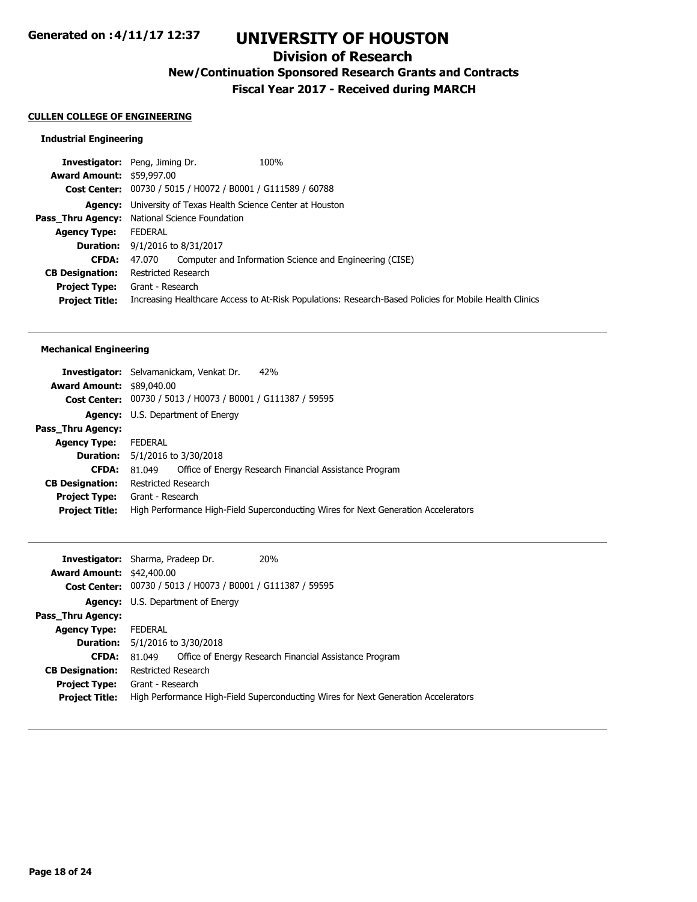**CULLEN COLLEGE OF ENGINEERING**

### Industrial Engineering

| | |
|---|---|
| **Investigator:** | Peng, Jiming Dr. 100% |
| **Award Amount:** | $59,997.00 |
| **Cost Center:** | 00730 / 5015 / H0072 / B0001 / G111589 / 60788 |
| **Agency:** | University of Texas Health Science Center at Houston |
| **Pass_Thru Agency:** | National Science Foundation |
| **Agency Type:** | FEDERAL |
| **Duration:** | 9/1/2016 to 8/31/2017 |
| **CFDA:** | 47.070 Computer and Information Science and Engineering (CISE) |
| **CB Designation:** | Restricted Research |
| **Project Type:** | Grant - Research |
| **Project Title:** | Increasing Healthcare Access to At-Risk Populations: Research-Based Policies for Mobile Health Clinics |

---

### Mechanical Engineering

| | |
|---|---|
| **Investigator:** | Selvamanickam, Venkat Dr. 42% |
| **Award Amount:** | $89,040.00 |
| **Cost Center:** | 00730 / 5013 / H0073 / B0001 / G111387 / 59595 |
| **Agency:** | U.S. Department of Energy |
| **Pass_Thru Agency:** | |
| **Agency Type:** | FEDERAL |
| **Duration:** | 5/1/2016 to 3/30/2018 |
| **CFDA:** | 81.049 Office of Energy Research Financial Assistance Program |
| **CB Designation:** | Restricted Research |
| **Project Type:** | Grant - Research |
| **Project Title:** | High Performance High-Field Superconducting Wires for Next Generation Accelerators |

---

| | |
|---|---|
| **Investigator:** | Sharma, Pradeep Dr. 20% |
| **Award Amount:** | $42,400.00 |
| **Cost Center:** | 00730 / 5013 / H0073 / B0001 / G111387 / 59595 |
| **Agency:** | U.S. Department of Energy |
| **Pass_Thru Agency:** | |
| **Agency Type:** | FEDERAL |
| **Duration:** | 5/1/2016 to 3/30/2018 |
| **CFDA:** | 81.049 Office of Energy Research Financial Assistance Program |
| **CB Designation:** | Restricted Research |
| **Project Type:** | Grant - Research |
| **Project Title:** | High Performance High-Field Superconducting Wires for Next Generation Accelerators |

---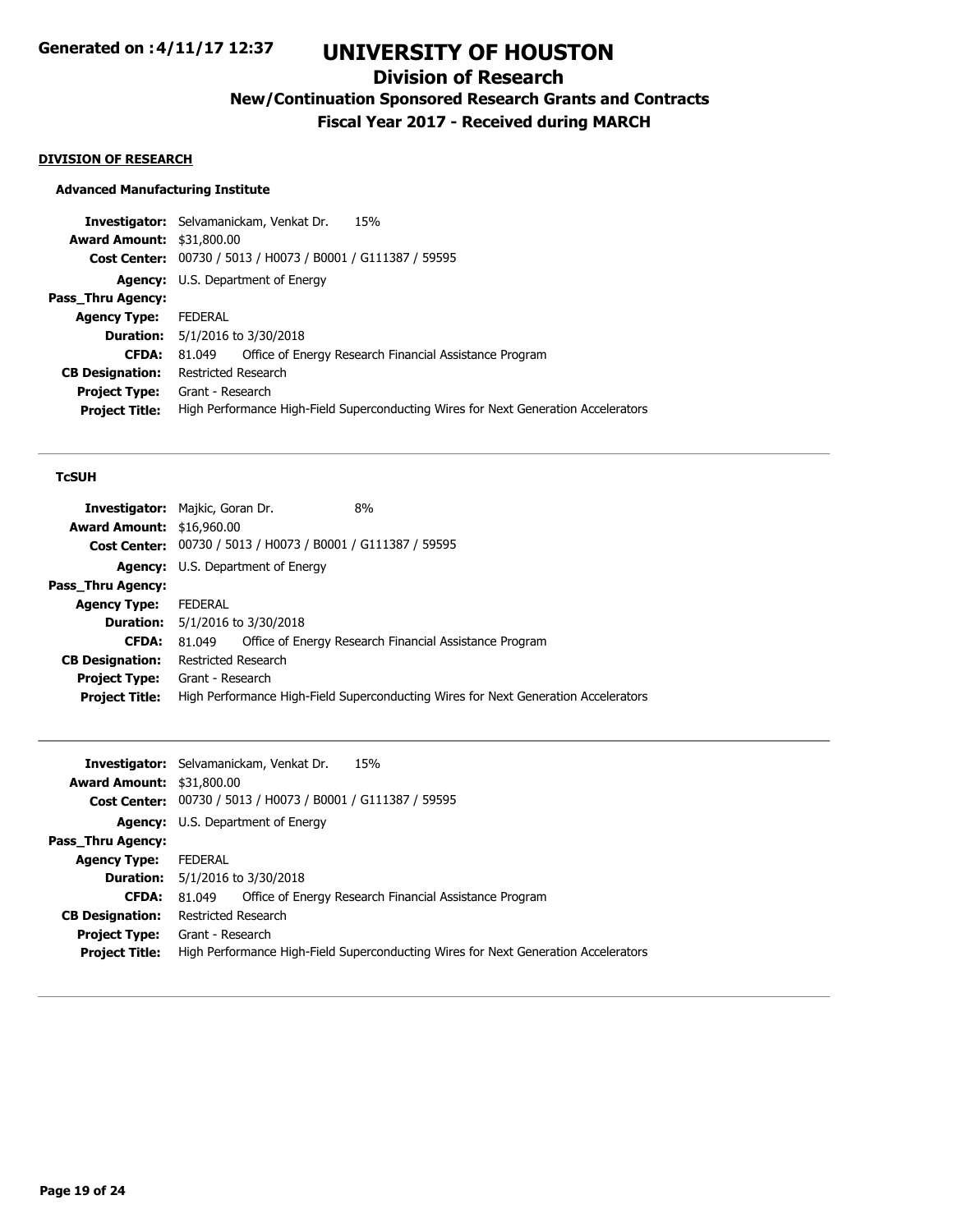# UNIVERSITY OF HOUSTON

## Division of Research

### New/Continuation Sponsored Research Grants and Contracts

### Fiscal Year 2017 - Received during MARCH

**DIVISION OF RESEARCH**

#### Advanced Manufacturing Institute

**Investigator:** Selvamanickam, Venkat Dr. 15%
**Award Amount:** $31,800.00
**Cost Center:** 00730 / 5013 / H0073 / B0001 / G111387 / 59595
**Agency:** U.S. Department of Energy
**Pass_Thru Agency:**
**Agency Type:** FEDERAL
**Duration:** 5/1/2016 to 3/30/2018
**CFDA:** 81.049 Office of Energy Research Financial Assistance Program
**CB Designation:** Restricted Research
**Project Type:** Grant - Research
**Project Title:** High Performance High-Field Superconducting Wires for Next Generation Accelerators

---

#### TcSUH

**Investigator:** Majkic, Goran Dr. 8%
**Award Amount:** $16,960.00
**Cost Center:** 00730 / 5013 / H0073 / B0001 / G111387 / 59595
**Agency:** U.S. Department of Energy
**Pass_Thru Agency:**
**Agency Type:** FEDERAL
**Duration:** 5/1/2016 to 3/30/2018
**CFDA:** 81.049 Office of Energy Research Financial Assistance Program
**CB Designation:** Restricted Research
**Project Type:** Grant - Research
**Project Title:** High Performance High-Field Superconducting Wires for Next Generation Accelerators

---

**Investigator:** Selvamanickam, Venkat Dr. 15%
**Award Amount:** $31,800.00
**Cost Center:** 00730 / 5013 / H0073 / B0001 / G111387 / 59595
**Agency:** U.S. Department of Energy
**Pass_Thru Agency:**
**Agency Type:** FEDERAL
**Duration:** 5/1/2016 to 3/30/2018
**CFDA:** 81.049 Office of Energy Research Financial Assistance Program
**CB Designation:** Restricted Research
**Project Type:** Grant - Research
**Project Title:** High Performance High-Field Superconducting Wires for Next Generation Accelerators

---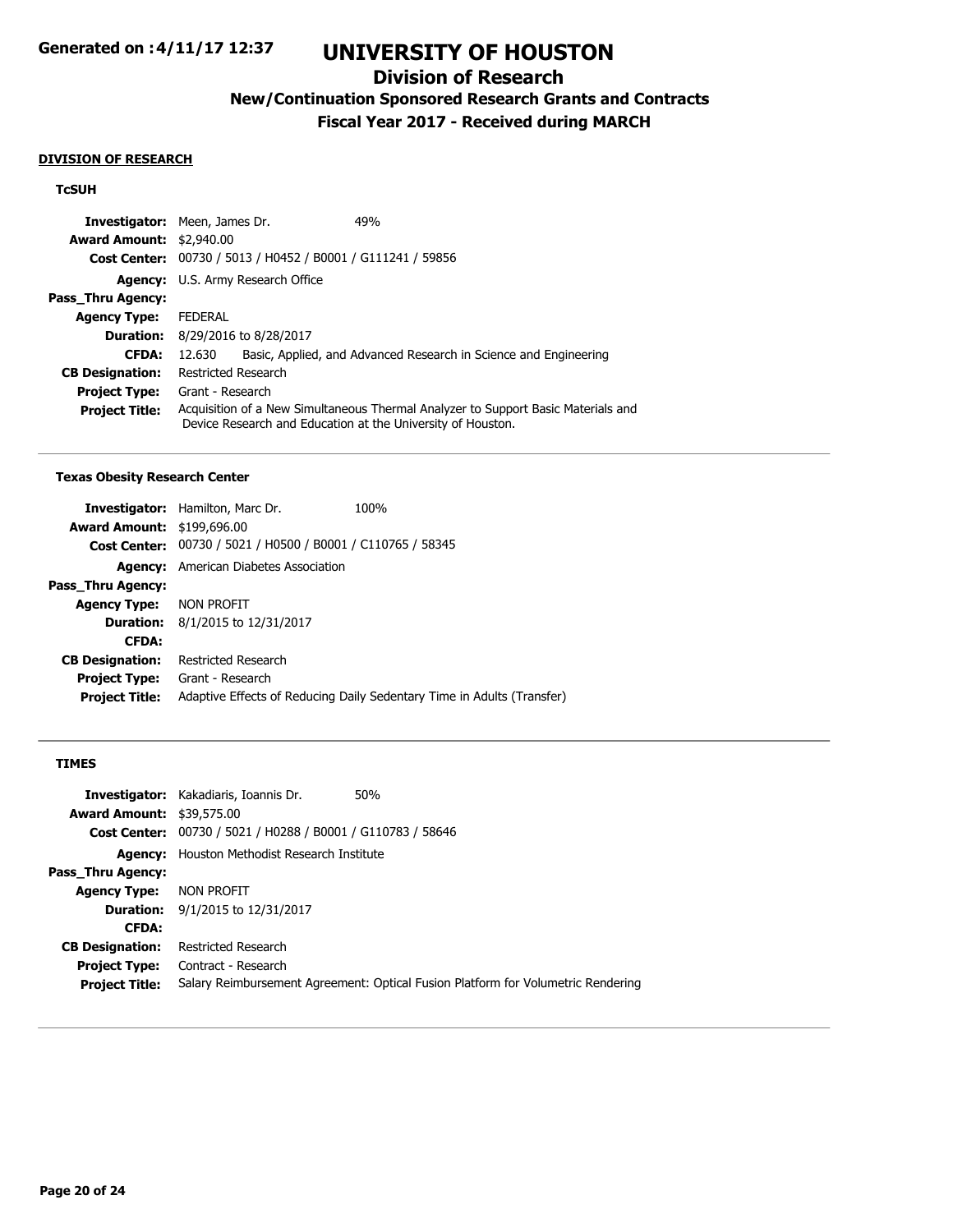# UNIVERSITY OF HOUSTON

## Division of Research

### New/Continuation Sponsored Research Grants and Contracts

### Fiscal Year 2017 - Received during MARCH

**DIVISION OF RESEARCH**

#### TcSUH

**Investigator:** Meen, James Dr. 49%
**Award Amount:** $2,940.00
**Cost Center:** 00730 / 5013 / H0452 / B0001 / G111241 / 59856
**Agency:** U.S. Army Research Office
**Pass_Thru Agency:**
**Agency Type:** FEDERAL
**Duration:** 8/29/2016 to 8/28/2017
**CFDA:** 12.630 Basic, Applied, and Advanced Research in Science and Engineering
**CB Designation:** Restricted Research
**Project Type:** Grant - Research
**Project Title:** Acquisition of a New Simultaneous Thermal Analyzer to Support Basic Materials and Device Research and Education at the University of Houston.

---

#### Texas Obesity Research Center

**Investigator:** Hamilton, Marc Dr. 100%
**Award Amount:** $199,696.00
**Cost Center:** 00730 / 5021 / H0500 / B0001 / C110765 / 58345
**Agency:** American Diabetes Association
**Pass_Thru Agency:**
**Agency Type:** NON PROFIT
**Duration:** 8/1/2015 to 12/31/2017
**CFDA:**
**CB Designation:** Restricted Research
**Project Type:** Grant - Research
**Project Title:** Adaptive Effects of Reducing Daily Sedentary Time in Adults (Transfer)

---

#### TIMES

**Investigator:** Kakadiaris, Ioannis Dr. 50%
**Award Amount:** $39,575.00
**Cost Center:** 00730 / 5021 / H0288 / B0001 / G110783 / 58646
**Agency:** Houston Methodist Research Institute
**Pass_Thru Agency:**
**Agency Type:** NON PROFIT
**Duration:** 9/1/2015 to 12/31/2017
**CFDA:**
**CB Designation:** Restricted Research
**Project Type:** Contract - Research
**Project Title:** Salary Reimbursement Agreement: Optical Fusion Platform for Volumetric Rendering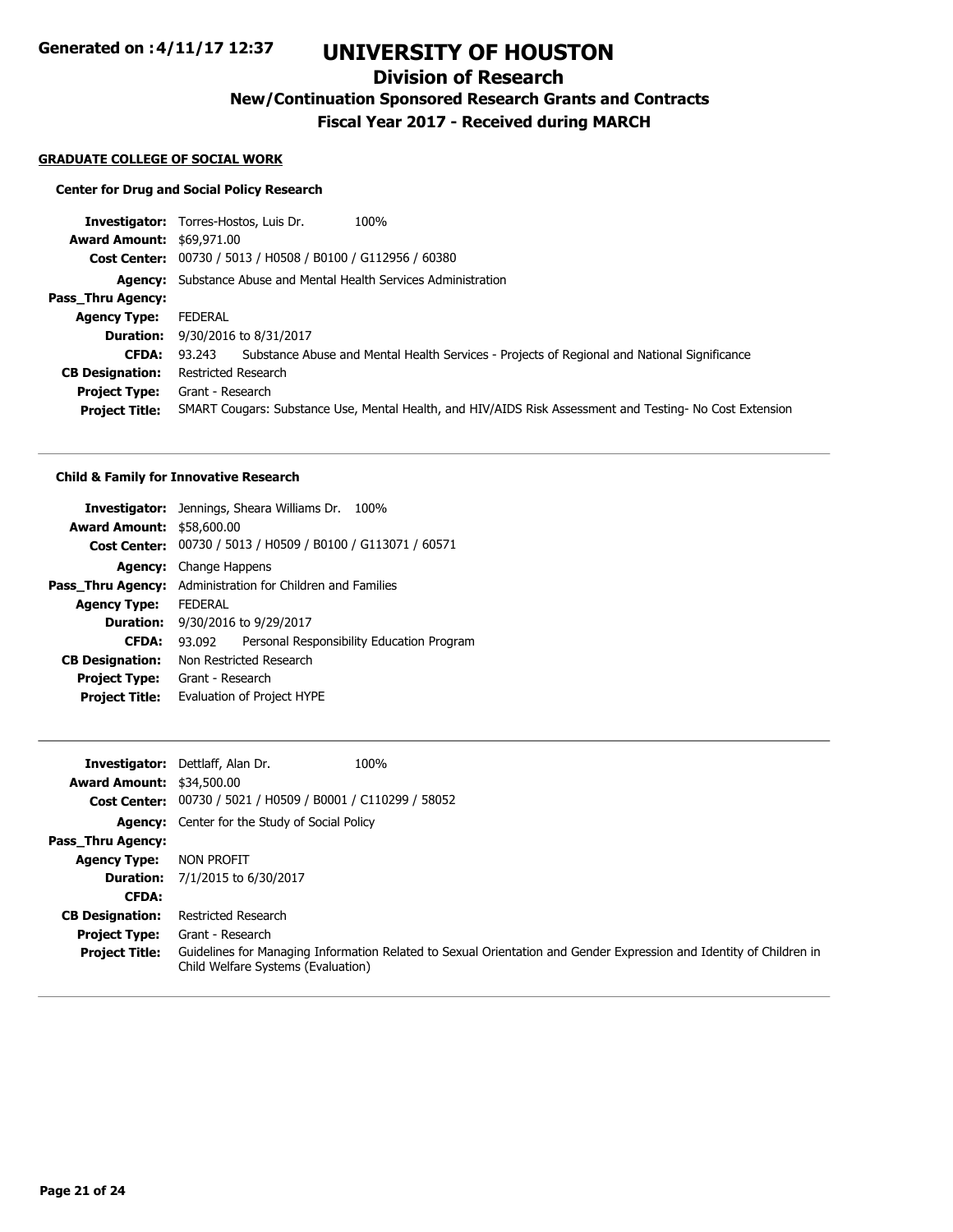#### GRADUATE COLLEGE OF SOCIAL WORK

##### Center for Drug and Social Policy Research

| | |
|---|---|
| **Investigator:** | Torres-Hostos, Luis Dr. 100% |
| **Award Amount:** | $69,971.00 |
| **Cost Center:** | 00730 / 5013 / H0508 / B0100 / G112956 / 60380 |
| **Agency:** | Substance Abuse and Mental Health Services Administration |
| **Pass_Thru Agency:** | |
| **Agency Type:** | FEDERAL |
| **Duration:** | 9/30/2016 to 8/31/2017 |
| **CFDA:** | 93.243 Substance Abuse and Mental Health Services - Projects of Regional and National Significance |
| **CB Designation:** | Restricted Research |
| **Project Type:** | Grant - Research |
| **Project Title:** | SMART Cougars: Substance Use, Mental Health, and HIV/AIDS Risk Assessment and Testing- No Cost Extension |

---

##### Child & Family for Innovative Research

| | |
|---|---|
| **Investigator:** | Jennings, Sheara Williams Dr. 100% |
| **Award Amount:** | $58,600.00 |
| **Cost Center:** | 00730 / 5013 / H0509 / B0100 / G113071 / 60571 |
| **Agency:** | Change Happens |
| **Pass_Thru Agency:** | Administration for Children and Families |
| **Agency Type:** | FEDERAL |
| **Duration:** | 9/30/2016 to 9/29/2017 |
| **CFDA:** | 93.092 Personal Responsibility Education Program |
| **CB Designation:** | Non Restricted Research |
| **Project Type:** | Grant - Research |
| **Project Title:** | Evaluation of Project HYPE |

---

| | |
|---|---|
| **Investigator:** | Dettlaff, Alan Dr. 100% |
| **Award Amount:** | $34,500.00 |
| **Cost Center:** | 00730 / 5021 / H0509 / B0001 / C110299 / 58052 |
| **Agency:** | Center for the Study of Social Policy |
| **Pass_Thru Agency:** | |
| **Agency Type:** | NON PROFIT |
| **Duration:** | 7/1/2015 to 6/30/2017 |
| **CFDA:** | |
| **CB Designation:** | Restricted Research |
| **Project Type:** | Grant - Research |
| **Project Title:** | Guidelines for Managing Information Related to Sexual Orientation and Gender Expression and Identity of Children in Child Welfare Systems (Evaluation) |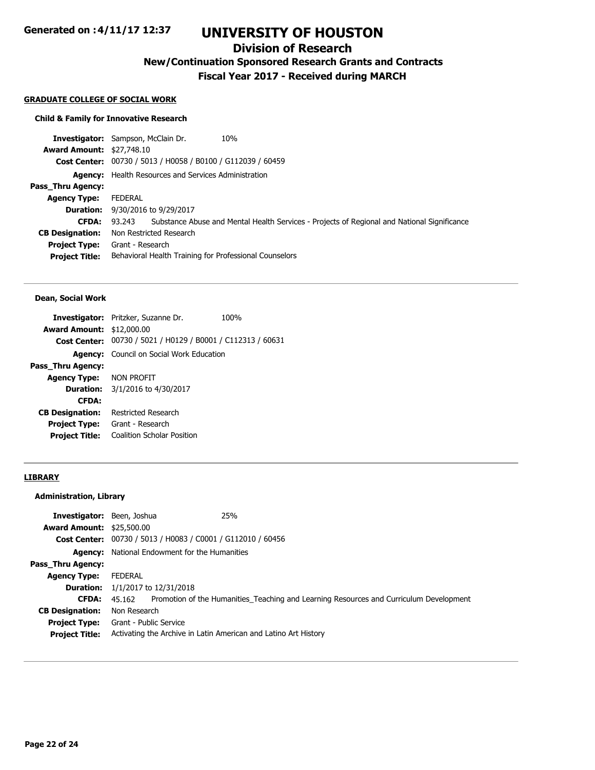# UNIVERSITY OF HOUSTON

## Division of Research

### New/Continuation Sponsored Research Grants and Contracts

### Fiscal Year 2017 - Received during MARCH

**GRADUATE COLLEGE OF SOCIAL WORK**

**Child & Family for Innovative Research**

**Investigator:** Sampson, McClain Dr. 10%
**Award Amount:** $27,748.10
**Cost Center:** 00730 / 5013 / H0058 / B0100 / G112039 / 60459
**Agency:** Health Resources and Services Administration
**Pass_Thru Agency:**
**Agency Type:** FEDERAL
**Duration:** 9/30/2016 to 9/29/2017
**CFDA:** 93.243 Substance Abuse and Mental Health Services - Projects of Regional and National Significance
**CB Designation:** Non Restricted Research
**Project Type:** Grant - Research
**Project Title:** Behavioral Health Training for Professional Counselors

---

**Dean, Social Work**

**Investigator:** Pritzker, Suzanne Dr. 100%
**Award Amount:** $12,000.00
**Cost Center:** 00730 / 5021 / H0129 / B0001 / C112313 / 60631
**Agency:** Council on Social Work Education
**Pass_Thru Agency:**
**Agency Type:** NON PROFIT
**Duration:** 3/1/2016 to 4/30/2017
**CFDA:**
**CB Designation:** Restricted Research
**Project Type:** Grant - Research
**Project Title:** Coalition Scholar Position

---

**LIBRARY**

**Administration, Library**

**Investigator:** Been, Joshua 25%
**Award Amount:** $25,500.00
**Cost Center:** 00730 / 5013 / H0083 / C0001 / G112010 / 60456
**Agency:** National Endowment for the Humanities
**Pass_Thru Agency:**
**Agency Type:** FEDERAL
**Duration:** 1/1/2017 to 12/31/2018
**CFDA:** 45.162 Promotion of the Humanities_Teaching and Learning Resources and Curriculum Development
**CB Designation:** Non Research
**Project Type:** Grant - Public Service
**Project Title:** Activating the Archive in Latin American and Latino Art History

---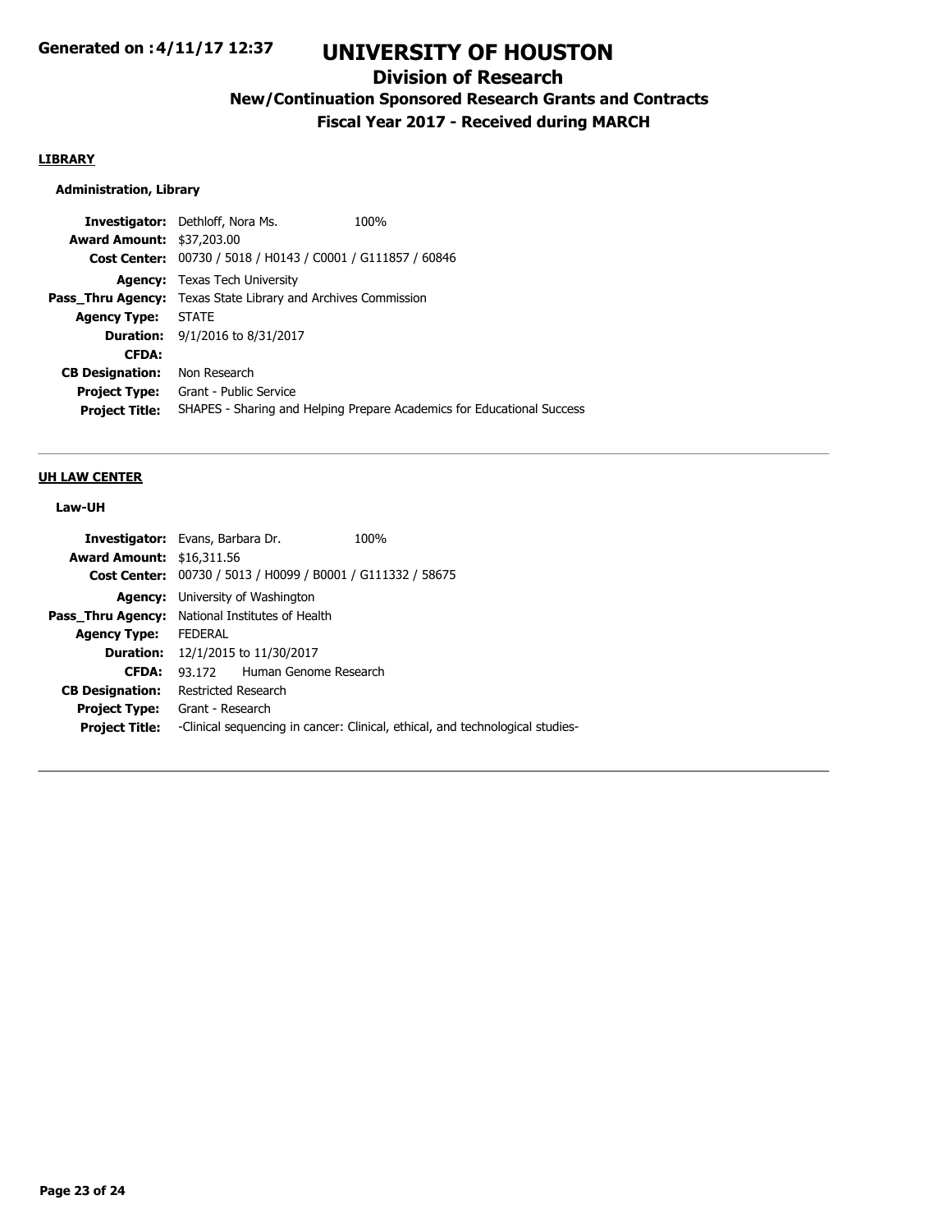## LIBRARY

### Administration, Library

**Investigator:** Dethloff, Nora Ms. 100%
**Award Amount:** $37,203.00
**Cost Center:** 00730 / 5018 / H0143 / C0001 / G111857 / 60846
**Agency:** Texas Tech University
**Pass_Thru Agency:** Texas State Library and Archives Commission
**Agency Type:** STATE
**Duration:** 9/1/2016 to 8/31/2017
**CFDA:**
**CB Designation:** Non Research
**Project Type:** Grant - Public Service
**Project Title:** SHAPES - Sharing and Helping Prepare Academics for Educational Success

---

## UH LAW CENTER

### Law-UH

**Investigator:** Evans, Barbara Dr. 100%
**Award Amount:** $16,311.56
**Cost Center:** 00730 / 5013 / H0099 / B0001 / G111332 / 58675
**Agency:** University of Washington
**Pass_Thru Agency:** National Institutes of Health
**Agency Type:** FEDERAL
**Duration:** 12/1/2015 to 11/30/2017
**CFDA:** 93.172 Human Genome Research
**CB Designation:** Restricted Research
**Project Type:** Grant - Research
**Project Title:** -Clinical sequencing in cancer: Clinical, ethical, and technological studies-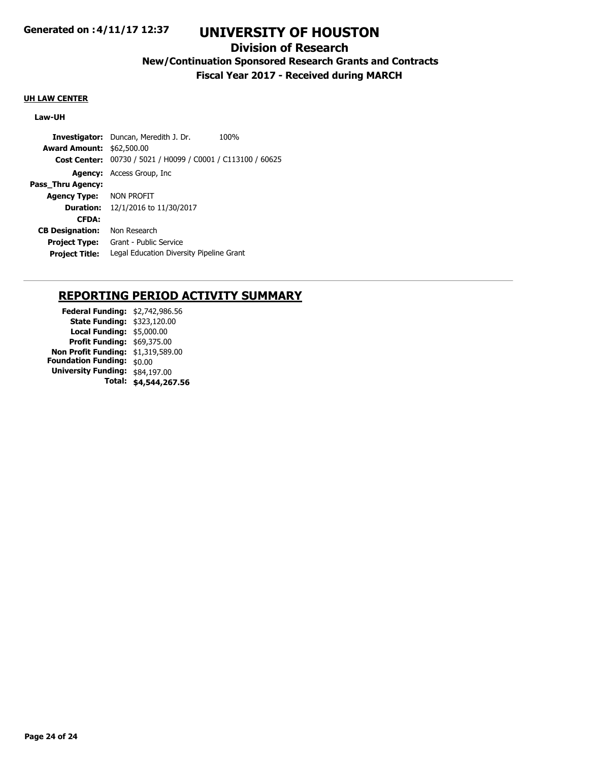# UNIVERSITY OF HOUSTON

## Division of Research

### New/Continuation Sponsored Research Grants and Contracts

### Fiscal Year 2017 - Received during MARCH

Generated on :4/11/17 12:37

**UH LAW CENTER**

**Law-UH**

| | |
|---|---|
| **Investigator:** | Duncan, Meredith J. Dr. 100% |
| **Award Amount:** | $62,500.00 |
| **Cost Center:** | 00730 / 5021 / H0099 / C0001 / C113100 / 60625 |
| **Agency:** | Access Group, Inc |
| **Pass_Thru Agency:** | |
| **Agency Type:** | NON PROFIT |
| **Duration:** | 12/1/2016 to 11/30/2017 |
| **CFDA:** | |
| **CB Designation:** | Non Research |
| **Project Type:** | Grant - Public Service |
| **Project Title:** | Legal Education Diversity Pipeline Grant |

## REPORTING PERIOD ACTIVITY SUMMARY

| | |
|---|---|
| **Federal Funding:** | $2,742,986.56 |
| **State Funding:** | $323,120.00 |
| **Local Funding:** | $5,000.00 |
| **Profit Funding:** | $69,375.00 |
| **Non Profit Funding:** | $1,319,589.00 |
| **Foundation Funding:** | $0.00 |
| **University Funding:** | $84,197.00 |
| **Total:** | **$4,544,267.56** |